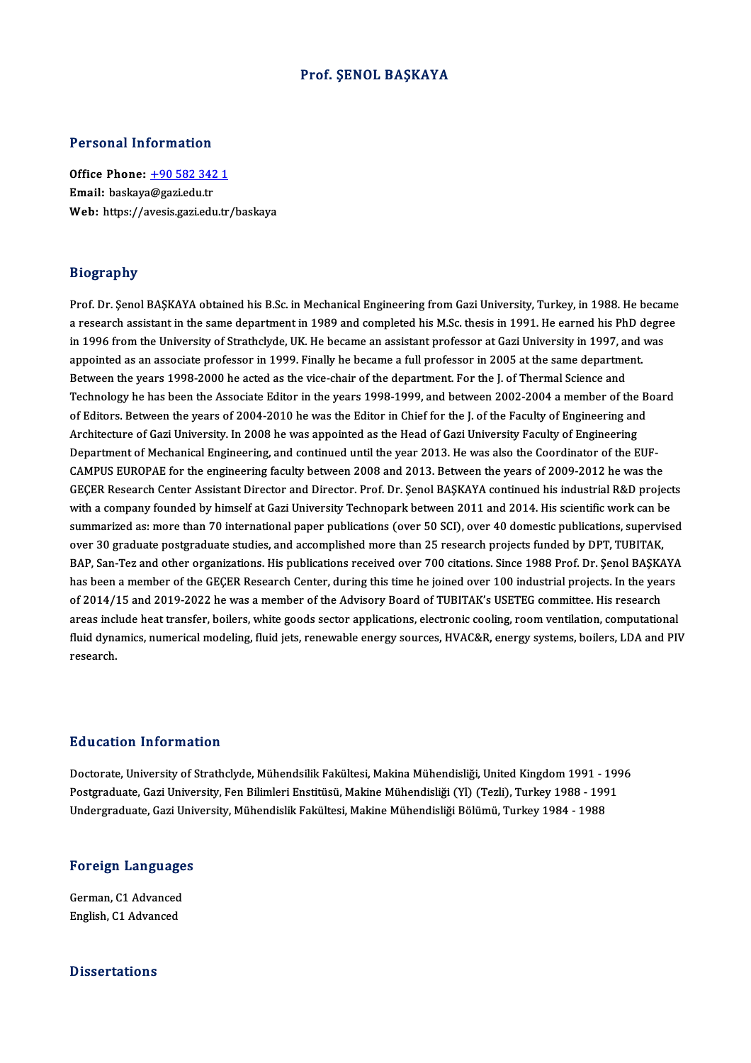# Prof. ŞENOL BAŞKAYA

## Personal Information

**Office Phone:** +90 582 342 1
**Email:** baskaya@gazi.edu.tr
**Web:** https://avesis.gazi.edu.tr/baskaya

## Biography

Prof. Dr. Şenol BAŞKAYA obtained his B.Sc. in Mechanical Engineering from Gazi University, Turkey, in 1988. He became a research assistant in the same department in 1989 and completed his M.Sc. thesis in 1991. He earned his PhD degree in 1996 from the University of Strathclyde, UK. He became an assistant professor at Gazi University in 1997, and was appointed as an associate professor in 1999. Finally he became a full professor in 2005 at the same department. Between the years 1998-2000 he acted as the vice-chair of the department. For the J. of Thermal Science and Technology he has been the Associate Editor in the years 1998-1999, and between 2002-2004 a member of the Board of Editors. Between the years of 2004-2010 he was the Editor in Chief for the J. of the Faculty of Engineering and Architecture of Gazi University. In 2008 he was appointed as the Head of Gazi University Faculty of Engineering Department of Mechanical Engineering, and continued until the year 2013. He was also the Coordinator of the EUF-CAMPUS EUROPAE for the engineering faculty between 2008 and 2013. Between the years of 2009-2012 he was the GEÇER Research Center Assistant Director and Director. Prof. Dr. Şenol BAŞKAYA continued his industrial R&D projects with a company founded by himself at Gazi University Technopark between 2011 and 2014. His scientific work can be summarized as: more than 70 international paper publications (over 50 SCI), over 40 domestic publications, supervised over 30 graduate postgraduate studies, and accomplished more than 25 research projects funded by DPT, TUBITAK, BAP, San-Tez and other organizations. His publications received over 700 citations. Since 1988 Prof. Dr. Şenol BAŞKAYA has been a member of the GEÇER Research Center, during this time he joined over 100 industrial projects. In the years of 2014/15 and 2019-2022 he was a member of the Advisory Board of TUBITAK's USETEG committee. His research areas include heat transfer, boilers, white goods sector applications, electronic cooling, room ventilation, computational fluid dynamics, numerical modeling, fluid jets, renewable energy sources, HVAC&R, energy systems, boilers, LDA and PIV research.

## Education Information

Doctorate, University of Strathclyde, Mühendsilik Fakültesi, Makina Mühendisliği, United Kingdom 1991 - 1996
Postgraduate, Gazi University, Fen Bilimleri Enstitüsü, Makine Mühendisliği (Yl) (Tezli), Turkey 1988 - 1991
Undergraduate, Gazi University, Mühendislik Fakültesi, Makine Mühendisliği Bölümü, Turkey 1984 - 1988

## Foreign Languages

German, C1 Advanced
English, C1 Advanced

## Dissertations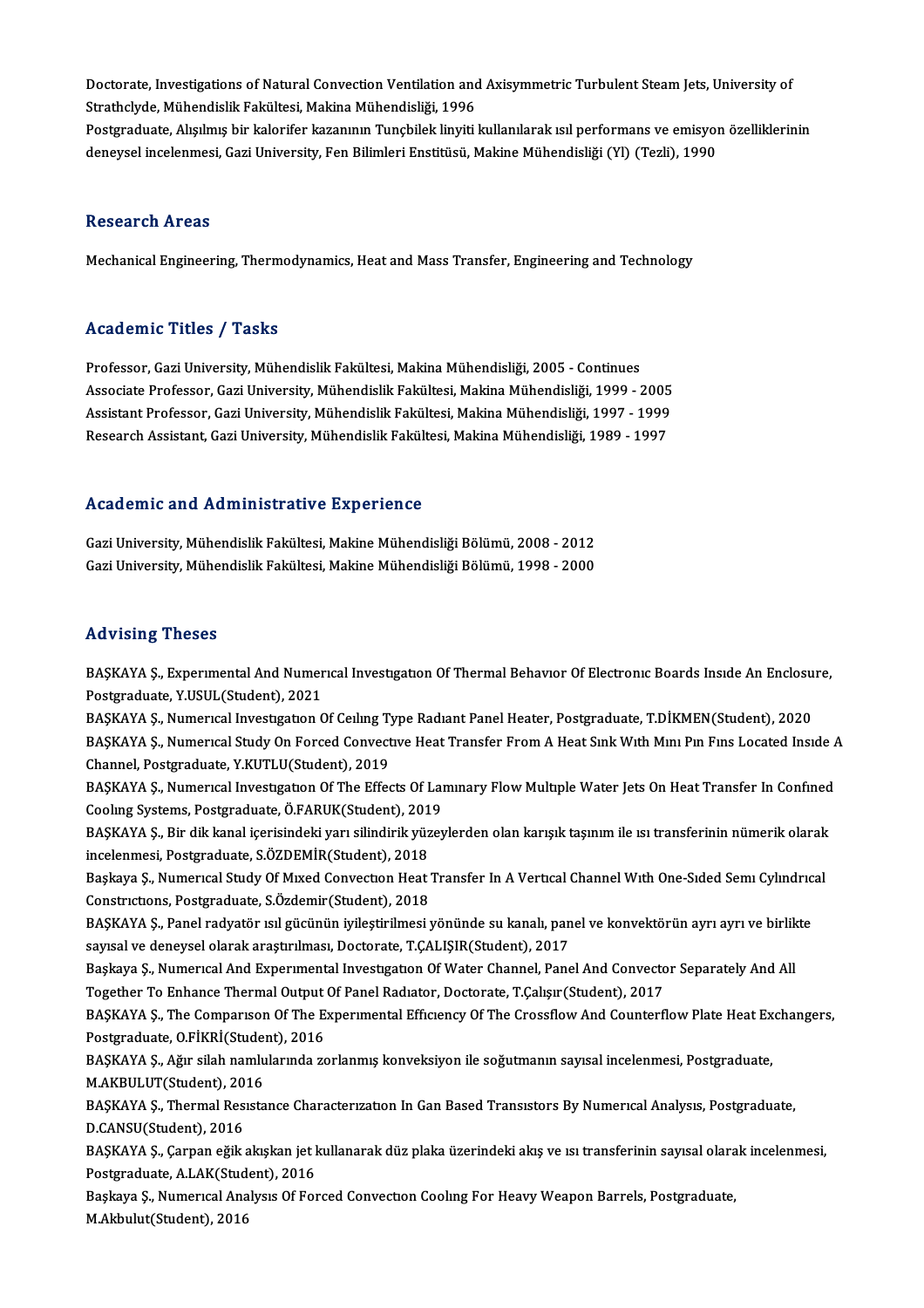Doctorate, Investigations of Natural Convection Ventilation and Axisymmetric Turbulent Steam Jets, University of Strathclyde, Mühendislik Fakültesi, Makina Mühendisliği, 1996
Postgraduate, Alışılmış bir kalorifer kazanının Tunçbilek linyiti kullanılarak ısıl performans ve emisyon özelliklerinin deneysel incelenmesi, Gazi University, Fen Bilimleri Enstitüsü, Makine Mühendisliği (Yl) (Tezli), 1990

## Research Areas

Mechanical Engineering, Thermodynamics, Heat and Mass Transfer, Engineering and Technology

## Academic Titles / Tasks

Professor, Gazi University, Mühendislik Fakültesi, Makina Mühendisliği, 2005 - Continues
Associate Professor, Gazi University, Mühendislik Fakültesi, Makina Mühendisliği, 1999 - 2005
Assistant Professor, Gazi University, Mühendislik Fakültesi, Makina Mühendisliği, 1997 - 1999
Research Assistant, Gazi University, Mühendislik Fakültesi, Makina Mühendisliği, 1989 - 1997

## Academic and Administrative Experience

Gazi University, Mühendislik Fakültesi, Makine Mühendisliği Bölümü, 2008 - 2012
Gazi University, Mühendislik Fakültesi, Makine Mühendisliği Bölümü, 1998 - 2000

## Advising Theses

BAŞKAYA Ş., Experimental And Numerical Investigation Of Thermal Behavior Of Electronic Boards Inside An Enclosure, Postgraduate, Y.USUL(Student), 2021
BAŞKAYA Ş., Numerical Investigation Of Ceiling Type Radiant Panel Heater, Postgraduate, T.DİKMEN(Student), 2020
BAŞKAYA Ş., Numerical Study On Forced Convective Heat Transfer From A Heat Sink With Mini Pin Fins Located Inside A Channel, Postgraduate, Y.KUTLU(Student), 2019
BAŞKAYA Ş., Numerical Investigation Of The Effects Of Laminary Flow Multiple Water Jets On Heat Transfer In Confined Cooling Systems, Postgraduate, Ö.FARUK(Student), 2019
BAŞKAYA Ş., Bir dik kanal içerisindeki yarı silindirik yüzeylerden olan karışık taşınım ile ısı transferinin nümerik olarak incelenmesi, Postgraduate, S.ÖZDEMİR(Student), 2018
Başkaya Ş., Numerical Study Of Mixed Convection Heat Transfer In A Vertical Channel With One-Sided Semi Cylindrical Constrictions, Postgraduate, S.Özdemir(Student), 2018
BAŞKAYA Ş., Panel radyatör ısıl gücünün iyileştirilmesi yönünde su kanalı, panel ve konvektörün ayrı ayrı ve birlikte sayısal ve deneysel olarak araştırılması, Doctorate, T.ÇALIŞIR(Student), 2017
Başkaya Ş., Numerical And Experimental Investigation Of Water Channel, Panel And Convector Separately And All Together To Enhance Thermal Output Of Panel Radiator, Doctorate, T.Çalışır(Student), 2017
BAŞKAYA Ş., The Comparison Of The Experimental Efficiency Of The Crossflow And Counterflow Plate Heat Exchangers, Postgraduate, O.FİKRİ(Student), 2016
BAŞKAYA Ş., Ağır silah namlularında zorlanmış konveksiyon ile soğutmanın sayısal incelenmesi, Postgraduate, M.AKBULUT(Student), 2016
BAŞKAYA Ş., Thermal Resistance Characterization In Gan Based Transistors By Numerical Analysis, Postgraduate, D.CANSU(Student), 2016
BAŞKAYA Ş., Çarpan eğik akışkan jet kullanarak düz plaka üzerindeki akış ve ısı transferinin sayısal olarak incelenmesi, Postgraduate, A.LAK(Student), 2016
Başkaya Ş., Numerical Analysis Of Forced Convection Cooling For Heavy Weapon Barrels, Postgraduate, M.Akbulut(Student), 2016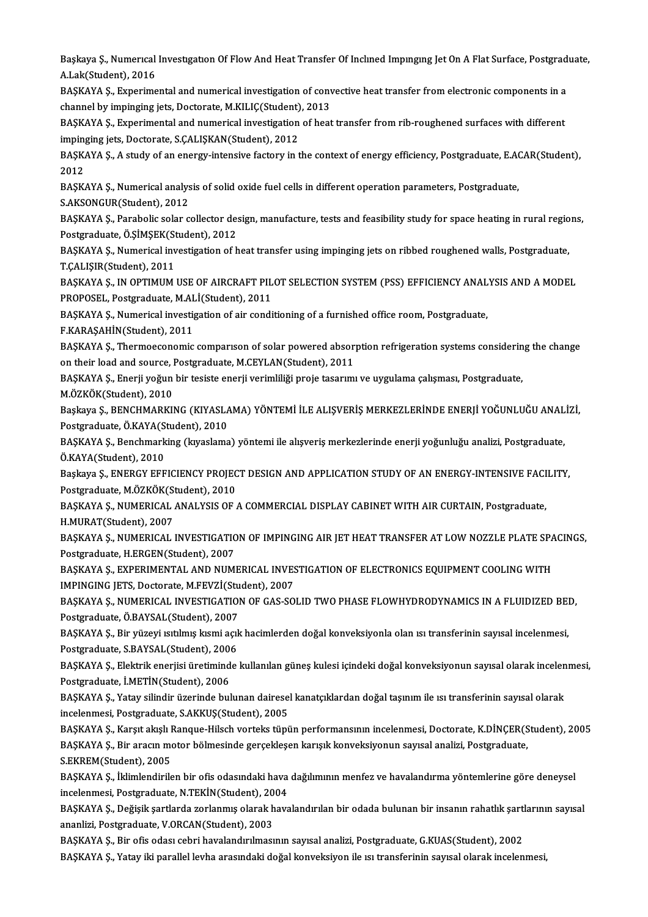Başkaya Ş., Numerıcal Investıgatıon Of Flow And Heat Transfer Of Inclıned Impıngıng Jet On A Flat Surface, Postgraduate, A.Lak(Student), 2016

BAŞKAYA Ş., Experimental and numerical investigation of convective heat transfer from electronic components in a channel by impinging jets, Doctorate, M.KILIÇ(Student), 2013

BAŞKAYA Ş., Experimental and numerical investigation of heat transfer from rib-roughened surfaces with different impinging jets, Doctorate, S.ÇALIŞKAN(Student), 2012

BAŞKAYA Ş., A study of an energy-intensive factory in the context of energy efficiency, Postgraduate, E.ACAR(Student), 2012

BAŞKAYA Ş., Numerical analysis of solid oxide fuel cells in different operation parameters, Postgraduate, S.AKSONGUR(Student), 2012

BAŞKAYA Ş., Parabolic solar collector design, manufacture, tests and feasibility study for space heating in rural regions, Postgraduate, Ö.ŞİMŞEK(Student), 2012

BAŞKAYA Ş., Numerical investigation of heat transfer using impinging jets on ribbed roughened walls, Postgraduate, T.ÇALIŞIR(Student), 2011

BAŞKAYA Ş., IN OPTIMUM USE OF AIRCRAFT PILOT SELECTION SYSTEM (PSS) EFFICIENCY ANALYSIS AND A MODEL PROPOSEL, Postgraduate, M.ALİ(Student), 2011

BAŞKAYA Ş., Numerical investigation of air conditioning of a furnished office room, Postgraduate, F.KARAŞAHİN(Student), 2011

BAŞKAYA Ş., Thermoeconomic comparıson of solar powered absorption refrigeration systems considering the change on their load and source, Postgraduate, M.CEYLAN(Student), 2011

BAŞKAYA Ş., Enerji yoğun bir tesiste enerji verimliliği proje tasarımı ve uygulama çalışması, Postgraduate, M.ÖZKÖK(Student), 2010

Başkaya Ş., BENCHMARKING (KIYASLAMA) YÖNTEMİ İLE ALIŞVERİŞ MERKEZLERİNDE ENERJİ YOĞUNLUĞU ANALİZİ, Postgraduate, Ö.KAYA(Student), 2010

BAŞKAYA Ş., Benchmarking (kıyaslama) yöntemi ile alışveriş merkezlerinde enerji yoğunluğu analizi, Postgraduate, Ö.KAYA(Student), 2010

Başkaya Ş., ENERGY EFFICIENCY PROJECT DESIGN AND APPLICATION STUDY OF AN ENERGY-INTENSIVE FACILITY, Postgraduate, M.ÖZKÖK(Student), 2010

BAŞKAYA Ş., NUMERICAL ANALYSIS OF A COMMERCIAL DISPLAY CABINET WITH AIR CURTAIN, Postgraduate, H.MURAT(Student), 2007

BAŞKAYA Ş., NUMERICAL INVESTIGATION OF IMPINGING AIR JET HEAT TRANSFER AT LOW NOZZLE PLATE SPACINGS, Postgraduate, H.ERGEN(Student), 2007

BAŞKAYA Ş., EXPERIMENTAL AND NUMERICAL INVESTIGATION OF ELECTRONICS EQUIPMENT COOLING WITH IMPINGING JETS, Doctorate, M.FEVZİ(Student), 2007

BAŞKAYA Ş., NUMERICAL INVESTIGATION OF GAS-SOLID TWO PHASE FLOWHYDRODYNAMICS IN A FLUIDIZED BED, Postgraduate, Ö.BAYSAL(Student), 2007

BAŞKAYA Ş., Bir yüzeyi ısıtılmış kısmi açık hacimlerden doğal konveksiyonla olan ısı transferinin sayısal incelenmesi, Postgraduate, S.BAYSAL(Student), 2006

BAŞKAYA Ş., Elektrik enerjisi üretiminde kullanılan güneş kulesi içindeki doğal konveksiyonun sayısal olarak incelenmesi, Postgraduate, İ.METİN(Student), 2006

BAŞKAYA Ş., Yatay silindir üzerinde bulunan dairesel kanatçıklardan doğal taşınım ile ısı transferinin sayısal olarak incelenmesi, Postgraduate, S.AKKUŞ(Student), 2005

BAŞKAYA Ş., Karşıt akışlı Ranque-Hilsch vorteks tüpün performansının incelenmesi, Doctorate, K.DİNÇER(Student), 2005

BAŞKAYA Ş., Bir aracın motor bölmesinde gerçekleşen karışık konveksiyonun sayısal analizi, Postgraduate, S.EKREM(Student), 2005

BAŞKAYA Ş., İklimlendirilen bir ofis odasındaki hava dağılımının menfez ve havalandırma yöntemlerine göre deneysel incelenmesi, Postgraduate, N.TEKİN(Student), 2004

BAŞKAYA Ş., Değişik şartlarda zorlanmış olarak havalandırılan bir odada bulunan bir insanın rahatlık şartlarının sayısal ananlizi, Postgraduate, V.ORCAN(Student), 2003

BAŞKAYA Ş., Bir ofis odası cebri havalandırılmasının sayısal analizi, Postgraduate, G.KUAS(Student), 2002

BAŞKAYA Ş., Yatay iki parallel levha arasındaki doğal konveksiyon ile ısı transferinin sayısal olarak incelenmesi,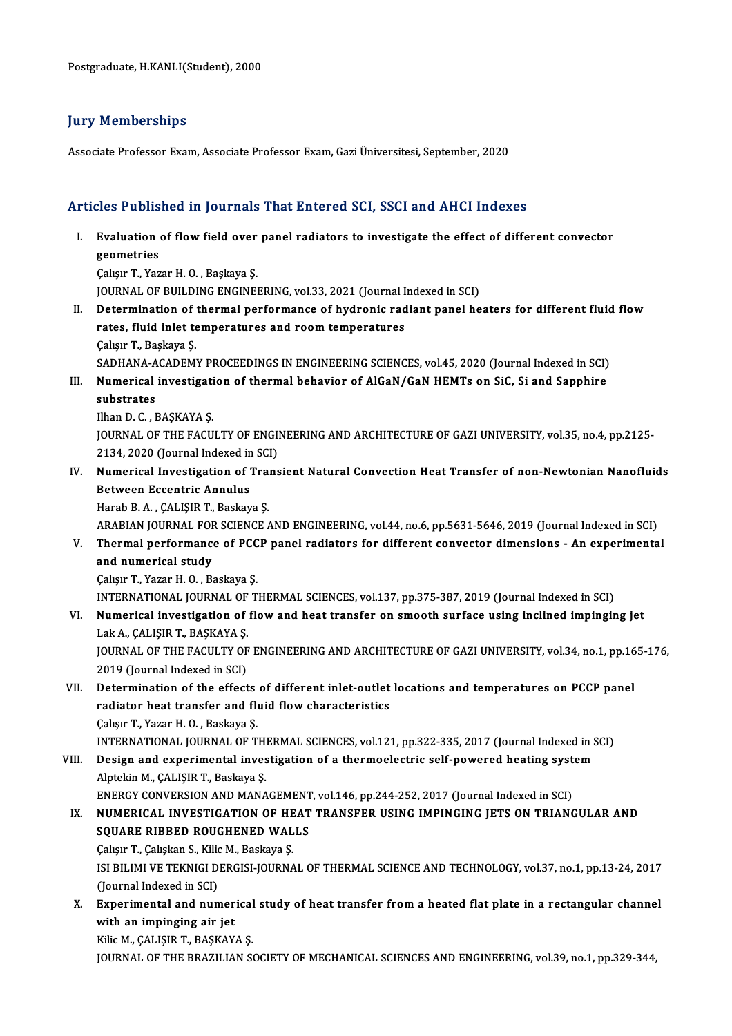Postgraduate, H.KANLI(Student), 2000

## Jury Memberships

Associate Professor Exam, Associate Professor Exam, Gazi Üniversitesi, September, 2020

## Articles Published in Journals That Entered SCI, SSCI and AHCI Indexes

I. **Evaluation of flow field over panel radiators to investigate the effect of different convector geometries**
Çalışır T., Yazar H. O. , Başkaya Ş.
JOURNAL OF BUILDING ENGINEERING, vol.33, 2021 (Journal Indexed in SCI)

II. **Determination of thermal performance of hydronic radiant panel heaters for different fluid flow rates, fluid inlet temperatures and room temperatures**
Çalışır T., Başkaya Ş.
SADHANA-ACADEMY PROCEEDINGS IN ENGINEERING SCIENCES, vol.45, 2020 (Journal Indexed in SCI)

III. **Numerical investigation of thermal behavior of AlGaN/GaN HEMTs on SiC, Si and Sapphire substrates**
Ilhan D. C. , BAŞKAYA Ş.
JOURNAL OF THE FACULTY OF ENGINEERING AND ARCHITECTURE OF GAZI UNIVERSITY, vol.35, no.4, pp.2125-2134, 2020 (Journal Indexed in SCI)

IV. **Numerical Investigation of Transient Natural Convection Heat Transfer of non-Newtonian Nanofluids Between Eccentric Annulus**
Harab B. A. , ÇALIŞIR T., Baskaya Ş.
ARABIAN JOURNAL FOR SCIENCE AND ENGINEERING, vol.44, no.6, pp.5631-5646, 2019 (Journal Indexed in SCI)

V. **Thermal performance of PCCP panel radiators for different convector dimensions - An experimental and numerical study**
Çalışır T., Yazar H. O. , Baskaya Ş.
INTERNATIONAL JOURNAL OF THERMAL SCIENCES, vol.137, pp.375-387, 2019 (Journal Indexed in SCI)

VI. **Numerical investigation of flow and heat transfer on smooth surface using inclined impinging jet**
Lak A., ÇALIŞIR T., BAŞKAYA Ş.
JOURNAL OF THE FACULTY OF ENGINEERING AND ARCHITECTURE OF GAZI UNIVERSITY, vol.34, no.1, pp.165-176, 2019 (Journal Indexed in SCI)

VII. **Determination of the effects of different inlet-outlet locations and temperatures on PCCP panel radiator heat transfer and fluid flow characteristics**
Çalışır T., Yazar H. O. , Baskaya Ş.
INTERNATIONAL JOURNAL OF THERMAL SCIENCES, vol.121, pp.322-335, 2017 (Journal Indexed in SCI)

VIII. **Design and experimental investigation of a thermoelectric self-powered heating system**
Alptekin M., ÇALIŞIR T., Baskaya Ş.
ENERGY CONVERSION AND MANAGEMENT, vol.146, pp.244-252, 2017 (Journal Indexed in SCI)

IX. **NUMERICAL INVESTIGATION OF HEAT TRANSFER USING IMPINGING JETS ON TRIANGULAR AND SQUARE RIBBED ROUGHENED WALLS**
Çalışır T., Çalışkan S., Kilic M., Baskaya Ş.
ISI BILIMI VE TEKNIGI DERGISI-JOURNAL OF THERMAL SCIENCE AND TECHNOLOGY, vol.37, no.1, pp.13-24, 2017 (Journal Indexed in SCI)

X. **Experimental and numerical study of heat transfer from a heated flat plate in a rectangular channel with an impinging air jet**
Kilic M., ÇALIŞIR T., BAŞKAYA Ş.
JOURNAL OF THE BRAZILIAN SOCIETY OF MECHANICAL SCIENCES AND ENGINEERING, vol.39, no.1, pp.329-344,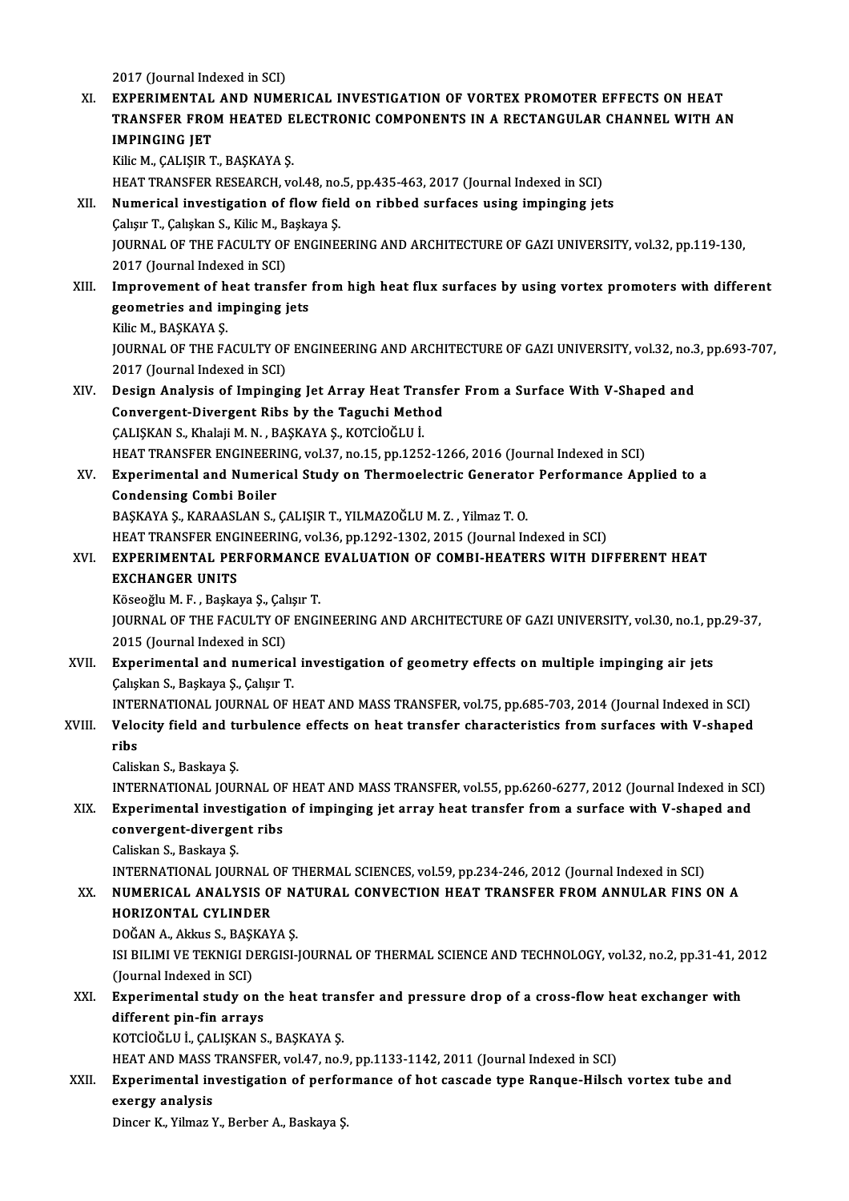2017 (Journal Indexed in SCI)

XI. **EXPERIMENTAL AND NUMERICAL INVESTIGATION OF VORTEX PROMOTER EFFECTS ON HEAT TRANSFER FROM HEATED ELECTRONIC COMPONENTS IN A RECTANGULAR CHANNEL WITH AN IMPINGING JET**
Kilic M., ÇALIŞIR T., BAŞKAYA Ş.
HEAT TRANSFER RESEARCH, vol.48, no.5, pp.435-463, 2017 (Journal Indexed in SCI)

XII. **Numerical investigation of flow field on ribbed surfaces using impinging jets**
Çalışır T., Çalışkan S., Kilic M., Başkaya Ş.
JOURNAL OF THE FACULTY OF ENGINEERING AND ARCHITECTURE OF GAZI UNIVERSITY, vol.32, pp.119-130, 2017 (Journal Indexed in SCI)

XIII. **Improvement of heat transfer from high heat flux surfaces by using vortex promoters with different geometries and impinging jets**
Kilic M., BAŞKAYA Ş.
JOURNAL OF THE FACULTY OF ENGINEERING AND ARCHITECTURE OF GAZI UNIVERSITY, vol.32, no.3, pp.693-707, 2017 (Journal Indexed in SCI)

XIV. **Design Analysis of Impinging Jet Array Heat Transfer From a Surface With V-Shaped and Convergent-Divergent Ribs by the Taguchi Method**
ÇALIŞKAN S., Khalaji M. N. , BAŞKAYA Ş., KOTCİOĞLU İ.
HEAT TRANSFER ENGINEERING, vol.37, no.15, pp.1252-1266, 2016 (Journal Indexed in SCI)

XV. **Experimental and Numerical Study on Thermoelectric Generator Performance Applied to a Condensing Combi Boiler**
BAŞKAYA Ş., KARAASLAN S., ÇALIŞIR T., YILMAZOĞLU M. Z. , Yilmaz T. O.
HEAT TRANSFER ENGINEERING, vol.36, pp.1292-1302, 2015 (Journal Indexed in SCI)

XVI. **EXPERIMENTAL PERFORMANCE EVALUATION OF COMBI-HEATERS WITH DIFFERENT HEAT EXCHANGER UNITS**
Köseoğlu M. F. , Başkaya Ş., Çalışır T.
JOURNAL OF THE FACULTY OF ENGINEERING AND ARCHITECTURE OF GAZI UNIVERSITY, vol.30, no.1, pp.29-37, 2015 (Journal Indexed in SCI)

XVII. **Experimental and numerical investigation of geometry effects on multiple impinging air jets**
Çalışkan S., Başkaya Ş., Çalışır T.
INTERNATIONAL JOURNAL OF HEAT AND MASS TRANSFER, vol.75, pp.685-703, 2014 (Journal Indexed in SCI)

XVIII. **Velocity field and turbulence effects on heat transfer characteristics from surfaces with V-shaped ribs**
Caliskan S., Baskaya Ş.
INTERNATIONAL JOURNAL OF HEAT AND MASS TRANSFER, vol.55, pp.6260-6277, 2012 (Journal Indexed in SCI)

XIX. **Experimental investigation of impinging jet array heat transfer from a surface with V-shaped and convergent-divergent ribs**
Caliskan S., Baskaya Ş.
INTERNATIONAL JOURNAL OF THERMAL SCIENCES, vol.59, pp.234-246, 2012 (Journal Indexed in SCI)

XX. **NUMERICAL ANALYSIS OF NATURAL CONVECTION HEAT TRANSFER FROM ANNULAR FINS ON A HORIZONTAL CYLINDER**
DOĞAN A., Akkus S., BAŞKAYA Ş.
ISI BILIMI VE TEKNIGI DERGISI-JOURNAL OF THERMAL SCIENCE AND TECHNOLOGY, vol.32, no.2, pp.31-41, 2012 (Journal Indexed in SCI)

XXI. **Experimental study on the heat transfer and pressure drop of a cross-flow heat exchanger with different pin-fin arrays**
KOTCİOĞLU İ., ÇALIŞKAN S., BAŞKAYA Ş.
HEAT AND MASS TRANSFER, vol.47, no.9, pp.1133-1142, 2011 (Journal Indexed in SCI)

XXII. **Experimental investigation of performance of hot cascade type Ranque-Hilsch vortex tube and exergy analysis**
Dincer K., Yilmaz Y., Berber A., Baskaya Ş.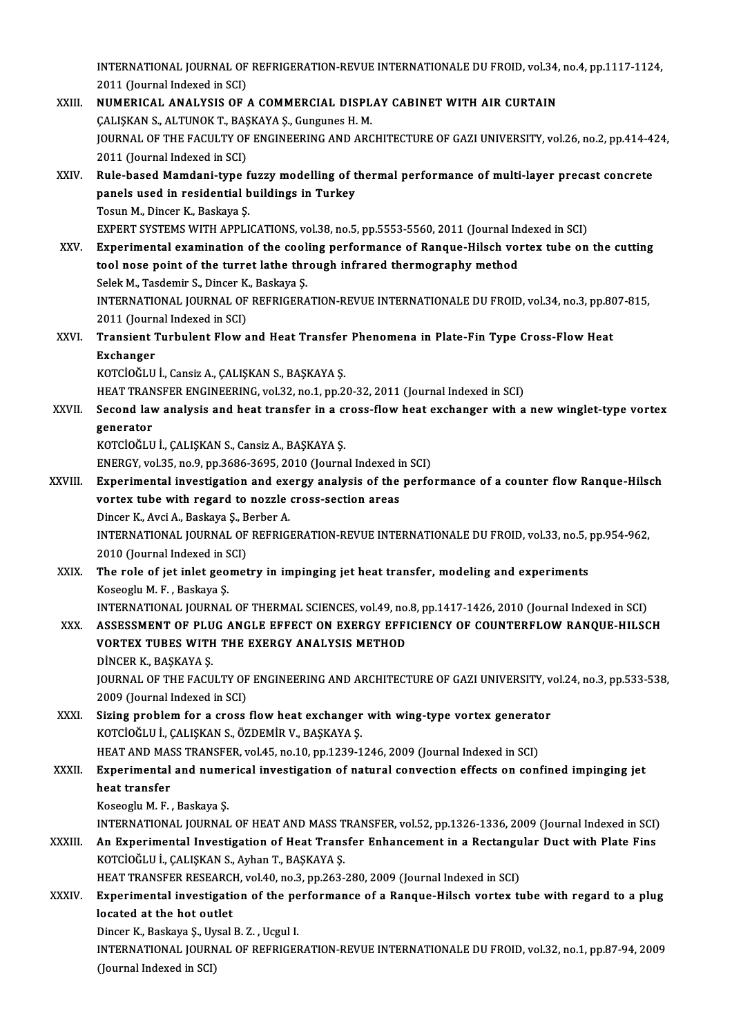INTERNATIONAL JOURNAL OF REFRIGERATION-REVUE INTERNATIONALE DU FROID, vol.34, no.4, pp.1117-1124, 2011 (Journal Indexed in SCI)

XXIII. **NUMERICAL ANALYSIS OF A COMMERCIAL DISPLAY CABINET WITH AIR CURTAIN**
ÇALIŞKAN S., ALTUNOK T., BAŞKAYA Ş., Gungunes H. M.
JOURNAL OF THE FACULTY OF ENGINEERING AND ARCHITECTURE OF GAZI UNIVERSITY, vol.26, no.2, pp.414-424, 2011 (Journal Indexed in SCI)

XXIV. **Rule-based Mamdani-type fuzzy modelling of thermal performance of multi-layer precast concrete panels used in residential buildings in Turkey**
Tosun M., Dincer K., Baskaya Ş.
EXPERT SYSTEMS WITH APPLICATIONS, vol.38, no.5, pp.5553-5560, 2011 (Journal Indexed in SCI)

XXV. **Experimental examination of the cooling performance of Ranque-Hilsch vortex tube on the cutting tool nose point of the turret lathe through infrared thermography method**
Selek M., Tasdemir S., Dincer K., Baskaya Ş.
INTERNATIONAL JOURNAL OF REFRIGERATION-REVUE INTERNATIONALE DU FROID, vol.34, no.3, pp.807-815, 2011 (Journal Indexed in SCI)

XXVI. **Transient Turbulent Flow and Heat Transfer Phenomena in Plate-Fin Type Cross-Flow Heat Exchanger**
KOTCİOĞLU İ., Cansiz A., ÇALIŞKAN S., BAŞKAYA Ş.
HEAT TRANSFER ENGINEERING, vol.32, no.1, pp.20-32, 2011 (Journal Indexed in SCI)

XXVII. **Second law analysis and heat transfer in a cross-flow heat exchanger with a new winglet-type vortex generator**
KOTCİOĞLU İ., ÇALIŞKAN S., Cansiz A., BAŞKAYA Ş.
ENERGY, vol.35, no.9, pp.3686-3695, 2010 (Journal Indexed in SCI)

XXVIII. **Experimental investigation and exergy analysis of the performance of a counter flow Ranque-Hilsch vortex tube with regard to nozzle cross-section areas**
Dincer K., Avci A., Baskaya Ş., Berber A.
INTERNATIONAL JOURNAL OF REFRIGERATION-REVUE INTERNATIONALE DU FROID, vol.33, no.5, pp.954-962, 2010 (Journal Indexed in SCI)

XXIX. **The role of jet inlet geometry in impinging jet heat transfer, modeling and experiments**
Koseoglu M. F., Baskaya Ş.
INTERNATIONAL JOURNAL OF THERMAL SCIENCES, vol.49, no.8, pp.1417-1426, 2010 (Journal Indexed in SCI)

XXX. **ASSESSMENT OF PLUG ANGLE EFFECT ON EXERGY EFFICIENCY OF COUNTERFLOW RANQUE-HILSCH VORTEX TUBES WITH THE EXERGY ANALYSIS METHOD**
DİNCER K., BAŞKAYA Ş.
JOURNAL OF THE FACULTY OF ENGINEERING AND ARCHITECTURE OF GAZI UNIVERSITY, vol.24, no.3, pp.533-538, 2009 (Journal Indexed in SCI)

XXXI. **Sizing problem for a cross flow heat exchanger with wing-type vortex generator**
KOTCİOĞLU İ., ÇALIŞKAN S., ÖZDEMİR V., BAŞKAYA Ş.
HEAT AND MASS TRANSFER, vol.45, no.10, pp.1239-1246, 2009 (Journal Indexed in SCI)

XXXII. **Experimental and numerical investigation of natural convection effects on confined impinging jet heat transfer**
Koseoglu M. F., Baskaya Ş.
INTERNATIONAL JOURNAL OF HEAT AND MASS TRANSFER, vol.52, pp.1326-1336, 2009 (Journal Indexed in SCI)

XXXIII. **An Experimental Investigation of Heat Transfer Enhancement in a Rectangular Duct with Plate Fins**
KOTCİOĞLU İ., ÇALIŞKAN S., Ayhan T., BAŞKAYA Ş.
HEAT TRANSFER RESEARCH, vol.40, no.3, pp.263-280, 2009 (Journal Indexed in SCI)

XXXIV. **Experimental investigation of the performance of a Ranque-Hilsch vortex tube with regard to a plug located at the hot outlet**
Dincer K., Baskaya Ş., Uysal B. Z., Ucgul I.
INTERNATIONAL JOURNAL OF REFRIGERATION-REVUE INTERNATIONALE DU FROID, vol.32, no.1, pp.87-94, 2009 (Journal Indexed in SCI)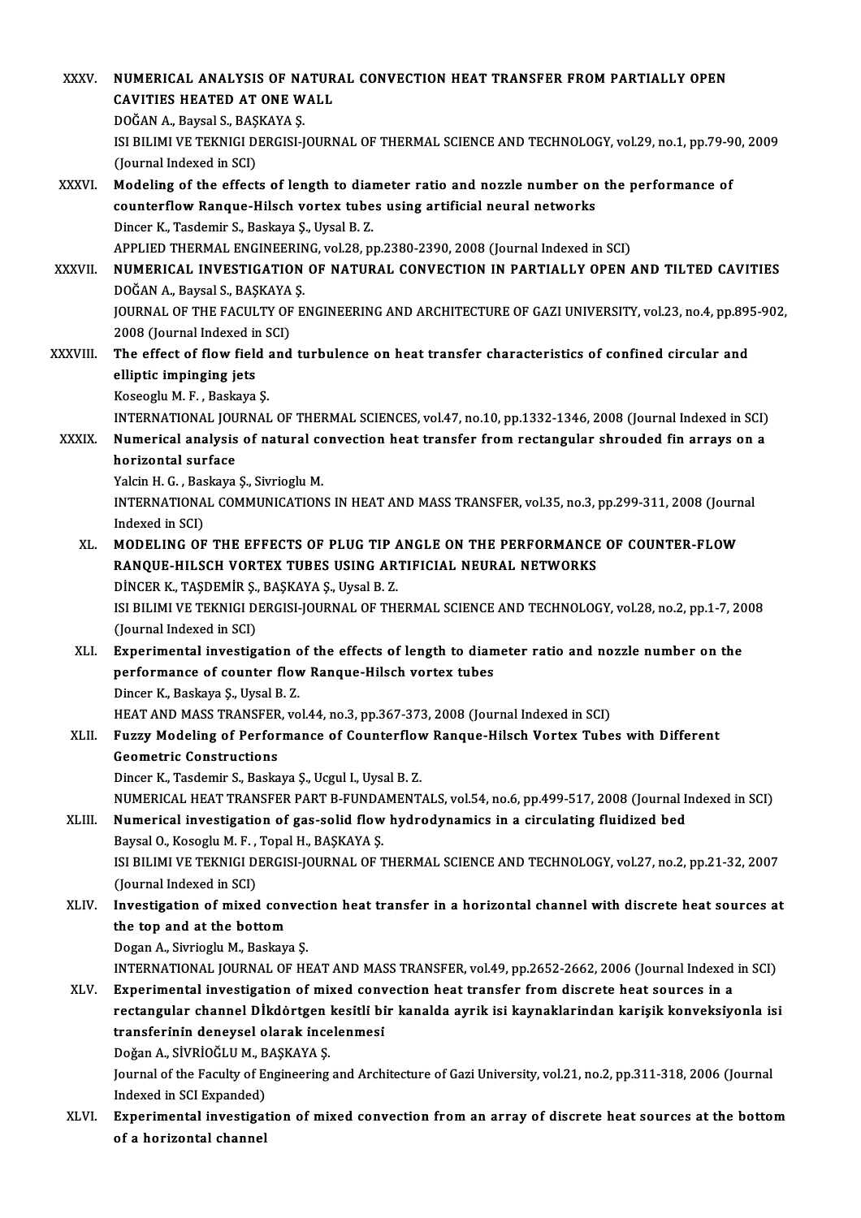XXXV. **NUMERICAL ANALYSIS OF NATURAL CONVECTION HEAT TRANSFER FROM PARTIALLY OPEN CAVITIES HEATED AT ONE WALL**
DOĞAN A., Baysal S., BAŞKAYA Ş.
ISI BILIMI VE TEKNIGI DERGISI-JOURNAL OF THERMAL SCIENCE AND TECHNOLOGY, vol.29, no.1, pp.79-90, 2009 (Journal Indexed in SCI)

XXXVI. **Modeling of the effects of length to diameter ratio and nozzle number on the performance of counterflow Ranque-Hilsch vortex tubes using artificial neural networks**
Dincer K., Tasdemir S., Baskaya Ş., Uysal B. Z.
APPLIED THERMAL ENGINEERING, vol.28, pp.2380-2390, 2008 (Journal Indexed in SCI)

XXXVII. **NUMERICAL INVESTIGATION OF NATURAL CONVECTION IN PARTIALLY OPEN AND TILTED CAVITIES**
DOĞAN A., Baysal S., BAŞKAYA Ş.
JOURNAL OF THE FACULTY OF ENGINEERING AND ARCHITECTURE OF GAZI UNIVERSITY, vol.23, no.4, pp.895-902, 2008 (Journal Indexed in SCI)

XXXVIII. **The effect of flow field and turbulence on heat transfer characteristics of confined circular and elliptic impinging jets**
Koseoglu M. F. , Baskaya Ş.
INTERNATIONAL JOURNAL OF THERMAL SCIENCES, vol.47, no.10, pp.1332-1346, 2008 (Journal Indexed in SCI)

XXXIX. **Numerical analysis of natural convection heat transfer from rectangular shrouded fin arrays on a horizontal surface**
Yalcin H. G. , Baskaya Ş., Sivrioglu M.
INTERNATIONAL COMMUNICATIONS IN HEAT AND MASS TRANSFER, vol.35, no.3, pp.299-311, 2008 (Journal Indexed in SCI)

XL. **MODELING OF THE EFFECTS OF PLUG TIP ANGLE ON THE PERFORMANCE OF COUNTER-FLOW RANQUE-HILSCH VORTEX TUBES USING ARTIFICIAL NEURAL NETWORKS**
DİNCER K., TAŞDEMİR Ş., BAŞKAYA Ş., Uysal B. Z.
ISI BILIMI VE TEKNIGI DERGISI-JOURNAL OF THERMAL SCIENCE AND TECHNOLOGY, vol.28, no.2, pp.1-7, 2008 (Journal Indexed in SCI)

XLI. **Experimental investigation of the effects of length to diameter ratio and nozzle number on the performance of counter flow Ranque-Hilsch vortex tubes**
Dincer K., Baskaya Ş., Uysal B. Z.
HEAT AND MASS TRANSFER, vol.44, no.3, pp.367-373, 2008 (Journal Indexed in SCI)

XLII. **Fuzzy Modeling of Performance of Counterflow Ranque-Hilsch Vortex Tubes with Different Geometric Constructions**
Dincer K., Tasdemir S., Baskaya Ş., Ucgul I., Uysal B. Z.
NUMERICAL HEAT TRANSFER PART B-FUNDAMENTALS, vol.54, no.6, pp.499-517, 2008 (Journal Indexed in SCI)

XLIII. **Numerical investigation of gas-solid flow hydrodynamics in a circulating fluidized bed**
Baysal O., Kosoglu M. F. , Topal H., BAŞKAYA Ş.
ISI BILIMI VE TEKNIGI DERGISI-JOURNAL OF THERMAL SCIENCE AND TECHNOLOGY, vol.27, no.2, pp.21-32, 2007 (Journal Indexed in SCI)

XLIV. **Investigation of mixed convection heat transfer in a horizontal channel with discrete heat sources at the top and at the bottom**
Dogan A., Sivrioglu M., Baskaya Ş.
INTERNATIONAL JOURNAL OF HEAT AND MASS TRANSFER, vol.49, pp.2652-2662, 2006 (Journal Indexed in SCI)

XLV. **Experimental investigation of mixed convection heat transfer from discrete heat sources in a rectangular channel Dİkdörtgen kesitli bir kanalda ayrik isi kaynaklarindan karişik konveksiyonla isi transferinin deneysel olarak incelenmesi**
Doğan A., SİVRİOĞLU M., BAŞKAYA Ş.
Journal of the Faculty of Engineering and Architecture of Gazi University, vol.21, no.2, pp.311-318, 2006 (Journal Indexed in SCI Expanded)

XLVI. **Experimental investigation of mixed convection from an array of discrete heat sources at the bottom of a horizontal channel**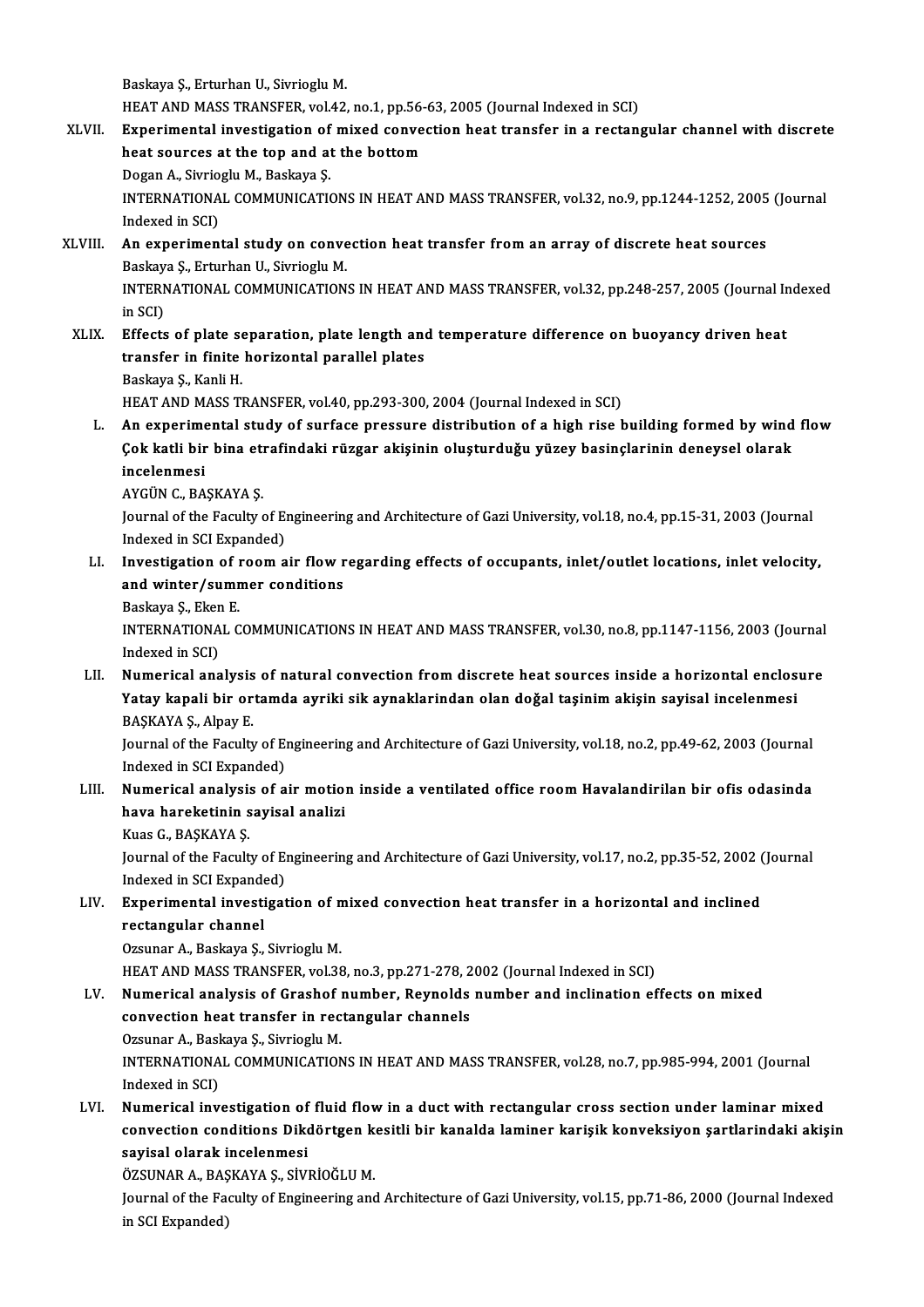Baskaya Ş., Erturhan U., Sivrioglu M.
HEAT AND MASS TRANSFER, vol.42, no.1, pp.56-63, 2005 (Journal Indexed in SCI)

XLVII. **Experimental investigation of mixed convection heat transfer in a rectangular channel with discrete heat sources at the top and at the bottom**
Dogan A., Sivrioglu M., Baskaya Ş.
INTERNATIONAL COMMUNICATIONS IN HEAT AND MASS TRANSFER, vol.32, no.9, pp.1244-1252, 2005 (Journal Indexed in SCI)

XLVIII. **An experimental study on convection heat transfer from an array of discrete heat sources**
Baskaya Ş., Erturhan U., Sivrioglu M.
INTERNATIONAL COMMUNICATIONS IN HEAT AND MASS TRANSFER, vol.32, pp.248-257, 2005 (Journal Indexed in SCI)

XLIX. **Effects of plate separation, plate length and temperature difference on buoyancy driven heat transfer in finite horizontal parallel plates**
Baskaya Ş., Kanli H.
HEAT AND MASS TRANSFER, vol.40, pp.293-300, 2004 (Journal Indexed in SCI)

L. **An experimental study of surface pressure distribution of a high rise building formed by wind flow Çok katli bir bina etrafindaki rüzgar akişinin oluşturduğu yüzey basinçlarinin deneysel olarak incelenmesi**
AYGÜN C., BAŞKAYA Ş.
Journal of the Faculty of Engineering and Architecture of Gazi University, vol.18, no.4, pp.15-31, 2003 (Journal Indexed in SCI Expanded)

LI. **Investigation of room air flow regarding effects of occupants, inlet/outlet locations, inlet velocity, and winter/summer conditions**
Baskaya Ş., Eken E.
INTERNATIONAL COMMUNICATIONS IN HEAT AND MASS TRANSFER, vol.30, no.8, pp.1147-1156, 2003 (Journal Indexed in SCI)

LII. **Numerical analysis of natural convection from discrete heat sources inside a horizontal enclosure Yatay kapali bir ortamda ayriki sik aynaklarindan olan doğal taşinim akişin sayisal incelenmesi**
BAŞKAYA Ş., Alpay E.
Journal of the Faculty of Engineering and Architecture of Gazi University, vol.18, no.2, pp.49-62, 2003 (Journal Indexed in SCI Expanded)

LIII. **Numerical analysis of air motion inside a ventilated office room Havalandirilan bir ofis odasinda hava hareketinin sayisal analizi**
Kuas G., BAŞKAYA Ş.
Journal of the Faculty of Engineering and Architecture of Gazi University, vol.17, no.2, pp.35-52, 2002 (Journal Indexed in SCI Expanded)

LIV. **Experimental investigation of mixed convection heat transfer in a horizontal and inclined rectangular channel**
Ozsunar A., Baskaya Ş., Sivrioglu M.
HEAT AND MASS TRANSFER, vol.38, no.3, pp.271-278, 2002 (Journal Indexed in SCI)

LV. **Numerical analysis of Grashof number, Reynolds number and inclination effects on mixed convection heat transfer in rectangular channels**
Ozsunar A., Baskaya Ş., Sivrioglu M.
INTERNATIONAL COMMUNICATIONS IN HEAT AND MASS TRANSFER, vol.28, no.7, pp.985-994, 2001 (Journal Indexed in SCI)

LVI. **Numerical investigation of fluid flow in a duct with rectangular cross section under laminar mixed convection conditions Dikdörtgen kesitli bir kanalda laminer karişik konveksiyon şartlarindaki akişin sayisal olarak incelenmesi**
ÖZSUNAR A., BAŞKAYA Ş., SİVRİOĞLU M.
Journal of the Faculty of Engineering and Architecture of Gazi University, vol.15, pp.71-86, 2000 (Journal Indexed in SCI Expanded)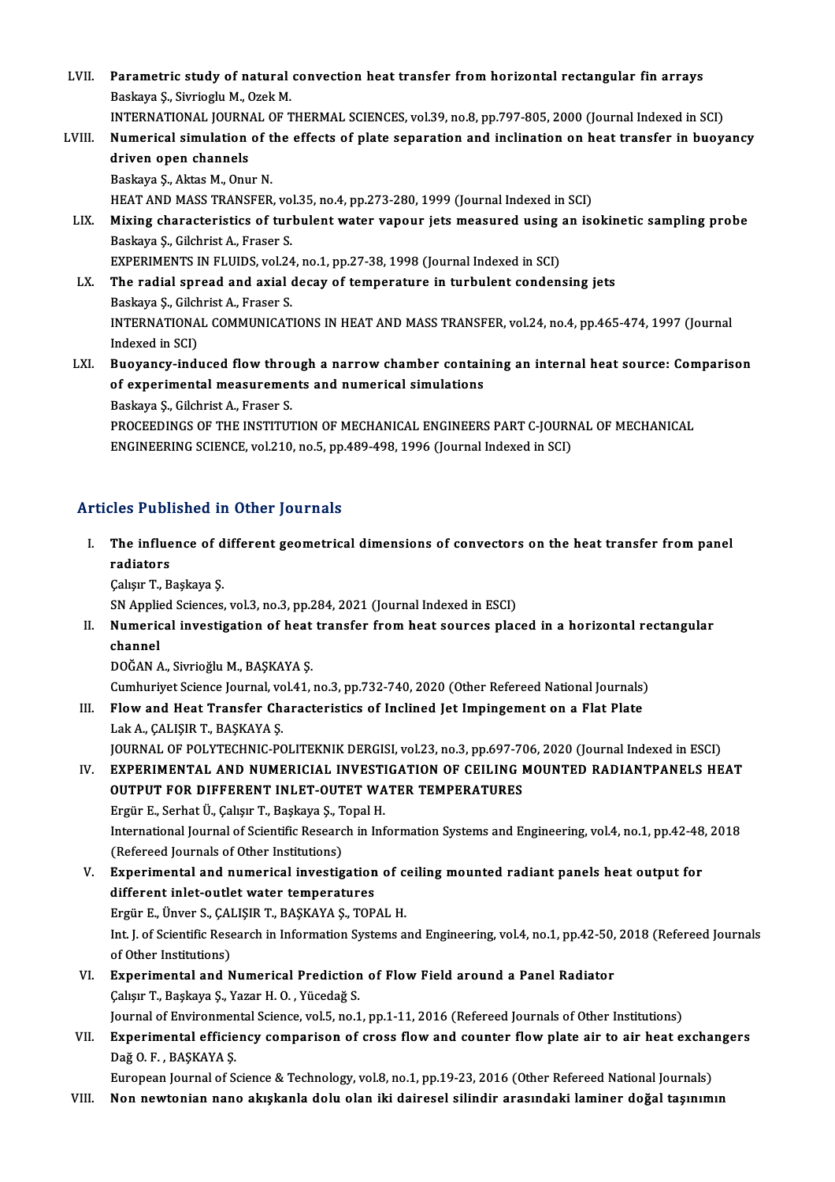LVII. **Parametric study of natural convection heat transfer from horizontal rectangular fin arrays**
Baskaya Ş., Sivrioglu M., Ozek M.
INTERNATIONAL JOURNAL OF THERMAL SCIENCES, vol.39, no.8, pp.797-805, 2000 (Journal Indexed in SCI)

LVIII. **Numerical simulation of the effects of plate separation and inclination on heat transfer in buoyancy driven open channels**
Baskaya Ş., Aktas M., Onur N.
HEAT AND MASS TRANSFER, vol.35, no.4, pp.273-280, 1999 (Journal Indexed in SCI)

LIX. **Mixing characteristics of turbulent water vapour jets measured using an isokinetic sampling probe**
Baskaya Ş., Gilchrist A., Fraser S.
EXPERIMENTS IN FLUIDS, vol.24, no.1, pp.27-38, 1998 (Journal Indexed in SCI)

LX. **The radial spread and axial decay of temperature in turbulent condensing jets**
Baskaya Ş., Gilchrist A., Fraser S.
INTERNATIONAL COMMUNICATIONS IN HEAT AND MASS TRANSFER, vol.24, no.4, pp.465-474, 1997 (Journal Indexed in SCI)

LXI. **Buoyancy-induced flow through a narrow chamber containing an internal heat source: Comparison of experimental measurements and numerical simulations**
Baskaya Ş., Gilchrist A., Fraser S.
PROCEEDINGS OF THE INSTITUTION OF MECHANICAL ENGINEERS PART C-JOURNAL OF MECHANICAL ENGINEERING SCIENCE, vol.210, no.5, pp.489-498, 1996 (Journal Indexed in SCI)

## Articles Published in Other Journals

I. **The influence of different geometrical dimensions of convectors on the heat transfer from panel radiators**
Çalışır T., Başkaya Ş.
SN Applied Sciences, vol.3, no.3, pp.284, 2021 (Journal Indexed in ESCI)

II. **Numerical investigation of heat transfer from heat sources placed in a horizontal rectangular channel**
DOĞAN A., Sivrioğlu M., BAŞKAYA Ş.
Cumhuriyet Science Journal, vol.41, no.3, pp.732-740, 2020 (Other Refereed National Journals)

III. **Flow and Heat Transfer Characteristics of Inclined Jet Impingement on a Flat Plate**
Lak A., ÇALIŞIR T., BAŞKAYA Ş.
JOURNAL OF POLYTECHNIC-POLITEKNIK DERGISI, vol.23, no.3, pp.697-706, 2020 (Journal Indexed in ESCI)

IV. **EXPERIMENTAL AND NUMERICIAL INVESTIGATION OF CEILING MOUNTED RADIANTPANELS HEAT OUTPUT FOR DIFFERENT INLET-OUTET WATER TEMPERATURES**
Ergür E., Serhat Ü., Çalışır T., Başkaya Ş., Topal H.
International Journal of Scientific Research in Information Systems and Engineering, vol.4, no.1, pp.42-48, 2018 (Refereed Journals of Other Institutions)

V. **Experimental and numerical investigation of ceiling mounted radiant panels heat output for different inlet-outlet water temperatures**
Ergür E., Ünver S., ÇALIŞIR T., BAŞKAYA Ş., TOPAL H.
Int. J. of Scientific Research in Information Systems and Engineering, vol.4, no.1, pp.42-50, 2018 (Refereed Journals of Other Institutions)

VI. **Experimental and Numerical Prediction of Flow Field around a Panel Radiator**
Çalışır T., Başkaya Ş., Yazar H. O. , Yücedağ S.
Journal of Environmental Science, vol.5, no.1, pp.1-11, 2016 (Refereed Journals of Other Institutions)

VII. **Experimental efficiency comparison of cross flow and counter flow plate air to air heat exchangers**
Dağ O. F. , BAŞKAYA Ş.
European Journal of Science & Technology, vol.8, no.1, pp.19-23, 2016 (Other Refereed National Journals)

VIII. **Non newtonian nano akışkanla dolu olan iki dairesel silindir arasındaki laminer doğal taşınımın**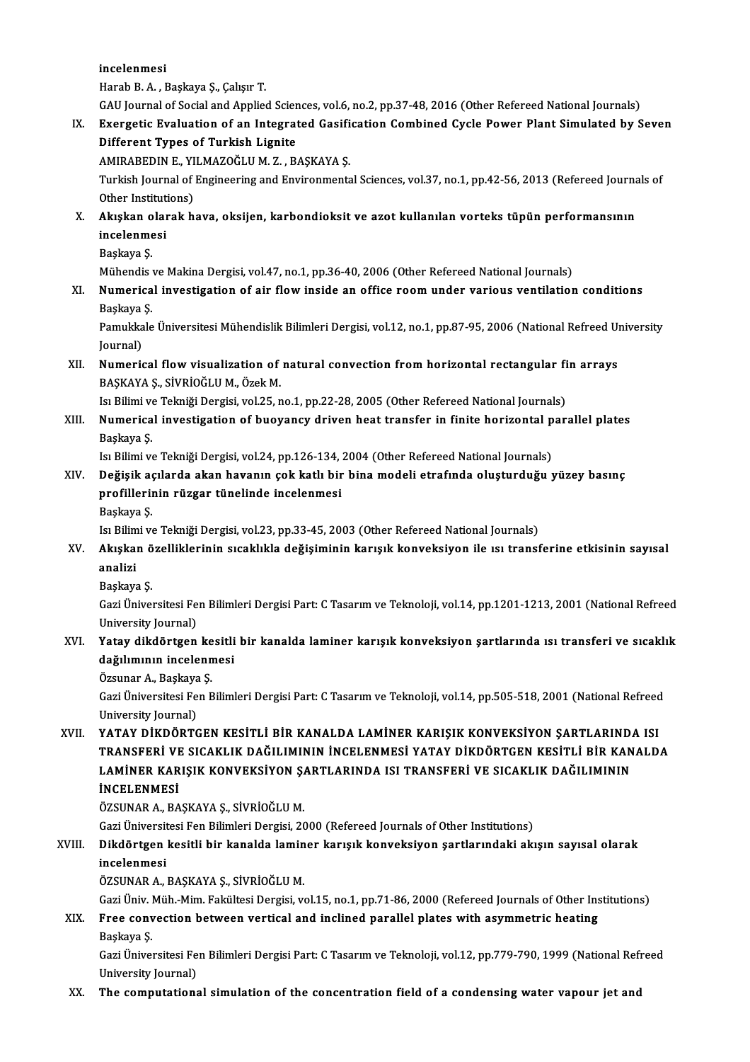incelenmesi
Harab B. A. , Başkaya Ş., Çalışır T.
GAU Journal of Social and Applied Sciences, vol.6, no.2, pp.37-48, 2016 (Other Refereed National Journals)

IX. **Exergetic Evaluation of an Integrated Gasification Combined Cycle Power Plant Simulated by Seven Different Types of Turkish Lignite**
AMIRABEDIN E., YILMAZOĞLU M. Z. , BAŞKAYA Ş.
Turkish Journal of Engineering and Environmental Sciences, vol.37, no.1, pp.42-56, 2013 (Refereed Journals of Other Institutions)

X. **Akışkan olarak hava, oksijen, karbondioksit ve azot kullanılan vorteks tüpün performansının incelenmesi**
Başkaya Ş.
Mühendis ve Makina Dergisi, vol.47, no.1, pp.36-40, 2006 (Other Refereed National Journals)

XI. **Numerical investigation of air flow inside an office room under various ventilation conditions**
Başkaya Ş.
Pamukkale Üniversitesi Mühendislik Bilimleri Dergisi, vol.12, no.1, pp.87-95, 2006 (National Refreed University Journal)

XII. **Numerical flow visualization of natural convection from horizontal rectangular fin arrays**
BAŞKAYA Ş., SİVRİOĞLU M., Özek M.
Isı Bilimi ve Tekniği Dergisi, vol.25, no.1, pp.22-28, 2005 (Other Refereed National Journals)

XIII. **Numerical investigation of buoyancy driven heat transfer in finite horizontal parallel plates**
Başkaya Ş.
Isı Bilimi ve Tekniği Dergisi, vol.24, pp.126-134, 2004 (Other Refereed National Journals)

XIV. **Değişik açılarda akan havanın çok katlı bir bina modeli etrafında oluşturduğu yüzey basınç profillerinin rüzgar tünelinde incelenmesi**
Başkaya Ş.
Isı Bilimi ve Tekniği Dergisi, vol.23, pp.33-45, 2003 (Other Refereed National Journals)

XV. **Akışkan özelliklerinin sıcaklıkla değişiminin karışık konveksiyon ile ısı transferine etkisinin sayısal analizi**
Başkaya Ş.
Gazi Üniversitesi Fen Bilimleri Dergisi Part: C Tasarım ve Teknoloji, vol.14, pp.1201-1213, 2001 (National Refreed University Journal)

XVI. **Yatay dikdörtgen kesitli bir kanalda laminer karışık konveksiyon şartlarında ısı transferi ve sıcaklık dağılımının incelenmesi**
Özsunar A., Başkaya Ş.
Gazi Üniversitesi Fen Bilimleri Dergisi Part: C Tasarım ve Teknoloji, vol.14, pp.505-518, 2001 (National Refreed University Journal)

XVII. **YATAY DİKDÖRTGEN KESİTLİ BİR KANALDA LAMİNER KARIŞIK KONVEKSİYON ŞARTLARINDA ISI TRANSFERİ VE SICAKLIK DAĞILIMININ İNCELENMESİ YATAY DİKDÖRTGEN KESİTLİ BİR KANALDA LAMİNER KARIŞIK KONVEKSİYON ŞARTLARINDA ISI TRANSFERİ VE SICAKLIK DAĞILIMININ İNCELENMESİ**
ÖZSUNAR A., BAŞKAYA Ş., SİVRİOĞLU M.
Gazi Üniversitesi Fen Bilimleri Dergisi, 2000 (Refereed Journals of Other Institutions)

XVIII. **Dikdörtgen kesitli bir kanalda laminer karışık konveksiyon şartlarındaki akışın sayısal olarak incelenmesi**
ÖZSUNAR A., BAŞKAYA Ş., SİVRİOĞLU M.
Gazi Üniv. Müh.-Mim. Fakültesi Dergisi, vol.15, no.1, pp.71-86, 2000 (Refereed Journals of Other Institutions)

XIX. **Free convection between vertical and inclined parallel plates with asymmetric heating**
Başkaya Ş.
Gazi Üniversitesi Fen Bilimleri Dergisi Part: C Tasarım ve Teknoloji, vol.12, pp.779-790, 1999 (National Refreed University Journal)

XX. **The computational simulation of the concentration field of a condensing water vapour jet and**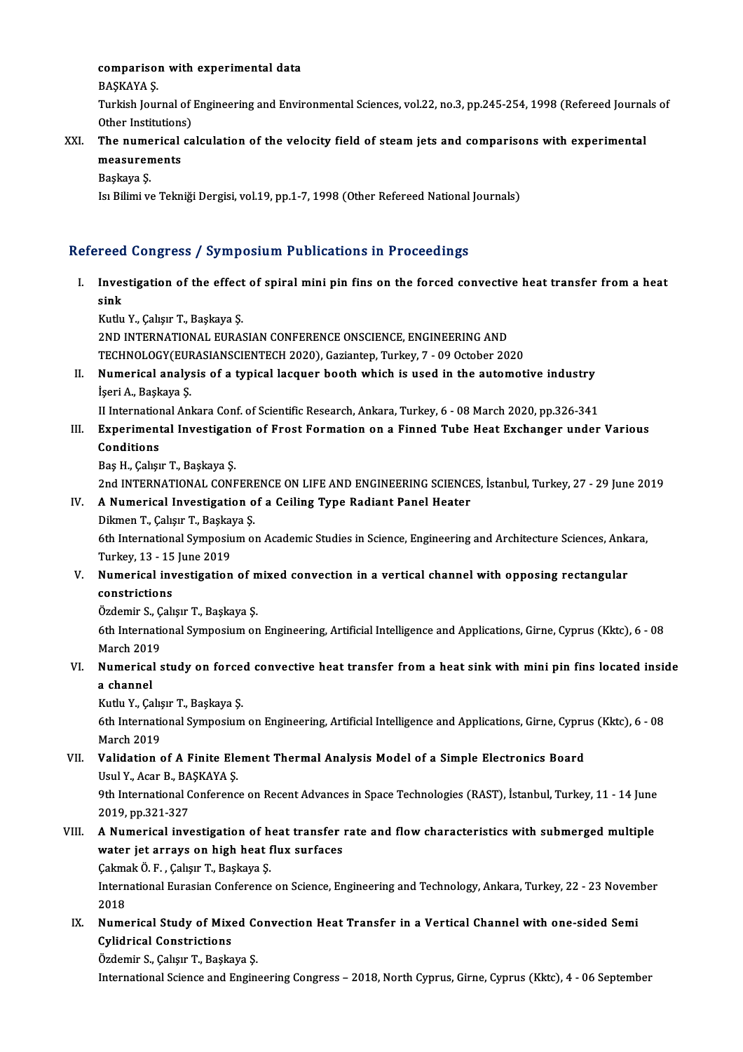comparison with experimental data
BAŞKAYA Ş.
Turkish Journal of Engineering and Environmental Sciences, vol.22, no.3, pp.245-254, 1998 (Refereed Journals of Other Institutions)

XXI. **The numerical calculation of the velocity field of steam jets and comparisons with experimental measurements**
Başkaya Ş.
Isı Bilimi ve Tekniği Dergisi, vol.19, pp.1-7, 1998 (Other Refereed National Journals)

## Refereed Congress / Symposium Publications in Proceedings

I. **Investigation of the effect of spiral mini pin fins on the forced convective heat transfer from a heat sink**
Kutlu Y., Çalışır T., Başkaya Ş.
2ND INTERNATIONAL EURASIAN CONFERENCE ONSCIENCE, ENGINEERING AND TECHNOLOGY(EURASIANSCIENTECH 2020), Gaziantep, Turkey, 7 - 09 October 2020

II. **Numerical analysis of a typical lacquer booth which is used in the automotive industry**
İşeri A., Başkaya Ş.
II International Ankara Conf. of Scientific Research, Ankara, Turkey, 6 - 08 March 2020, pp.326-341

III. **Experimental Investigation of Frost Formation on a Finned Tube Heat Exchanger under Various Conditions**
Baş H., Çalışır T., Başkaya Ş.
2nd INTERNATIONAL CONFERENCE ON LIFE AND ENGINEERING SCIENCES, İstanbul, Turkey, 27 - 29 June 2019

IV. **A Numerical Investigation of a Ceiling Type Radiant Panel Heater**
Dikmen T., Çalışır T., Başkaya Ş.
6th International Symposium on Academic Studies in Science, Engineering and Architecture Sciences, Ankara, Turkey, 13 - 15 June 2019

V. **Numerical investigation of mixed convection in a vertical channel with opposing rectangular constrictions**
Özdemir S., Çalışır T., Başkaya Ş.
6th International Symposium on Engineering, Artificial Intelligence and Applications, Girne, Cyprus (Kktc), 6 - 08 March 2019

VI. **Numerical study on forced convective heat transfer from a heat sink with mini pin fins located inside a channel**
Kutlu Y., Çalışır T., Başkaya Ş.
6th International Symposium on Engineering, Artificial Intelligence and Applications, Girne, Cyprus (Kktc), 6 - 08 March 2019

VII. **Validation of A Finite Element Thermal Analysis Model of a Simple Electronics Board**
Usul Y., Acar B., BAŞKAYA Ş.
9th International Conference on Recent Advances in Space Technologies (RAST), İstanbul, Turkey, 11 - 14 June 2019, pp.321-327

VIII. **A Numerical investigation of heat transfer rate and flow characteristics with submerged multiple water jet arrays on high heat flux surfaces**
Çakmak Ö. F. , Çalışır T., Başkaya Ş.
International Eurasian Conference on Science, Engineering and Technology, Ankara, Turkey, 22 - 23 November 2018

IX. **Numerical Study of Mixed Convection Heat Transfer in a Vertical Channel with one-sided Semi Cylidrical Constrictions**
Özdemir S., Çalışır T., Başkaya Ş.
International Science and Engineering Congress – 2018, North Cyprus, Girne, Cyprus (Kktc), 4 - 06 September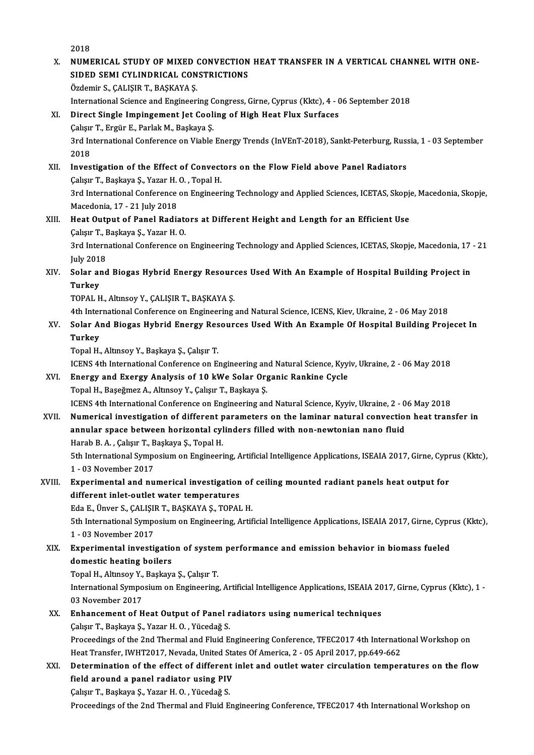2018

X. **NUMERICAL STUDY OF MIXED CONVECTION HEAT TRANSFER IN A VERTICAL CHANNEL WITH ONE-SIDED SEMI CYLINDRICAL CONSTRICTIONS**
Özdemir S., ÇALIŞIR T., BAŞKAYA Ş.
International Science and Engineering Congress, Girne, Cyprus (Kktc), 4 - 06 September 2018

XI. **Direct Single Impingement Jet Cooling of High Heat Flux Surfaces**
Çalışır T., Ergür E., Parlak M., Başkaya Ş.
3rd International Conference on Viable Energy Trends (InVEnT-2018), Sankt-Peterburg, Russia, 1 - 03 September 2018

XII. **Investigation of the Effect of Convectors on the Flow Field above Panel Radiators**
Çalışır T., Başkaya Ş., Yazar H. O. , Topal H.
3rd International Conference on Engineering Technology and Applied Sciences, ICETAS, Skopje, Macedonia, Skopje, Macedonia, 17 - 21 July 2018

XIII. **Heat Output of Panel Radiators at Different Height and Length for an Efficient Use**
Çalışır T., Başkaya Ş., Yazar H. O.
3rd International Conference on Engineering Technology and Applied Sciences, ICETAS, Skopje, Macedonia, 17 - 21 July 2018

XIV. **Solar and Biogas Hybrid Energy Resources Used With An Example of Hospital Building Project in Turkey**
TOPAL H., Altınsoy Y., ÇALIŞIR T., BAŞKAYA Ş.
4th International Conference on Engineering and Natural Science, ICENS, Kiev, Ukraine, 2 - 06 May 2018

XV. **Solar And Biogas Hybrid Energy Resources Used With An Example Of Hospital Building Projecet In Turkey**
Topal H., Altınsoy Y., Başkaya Ş., Çalışır T.
ICENS 4th International Conference on Engineering and Natural Science, Kyyiv, Ukraine, 2 - 06 May 2018

XVI. **Energy and Exergy Analysis of 10 kWe Solar Organic Rankine Cycle**
Topal H., Başeğmez A., Altınsoy Y., Çalışır T., Başkaya Ş.
ICENS 4th International Conference on Engineering and Natural Science, Kyyiv, Ukraine, 2 - 06 May 2018

XVII. **Numerical investigation of different parameters on the laminar natural convection heat transfer in annular space between horizontal cylinders filled with non-newtonian nano fluid**
Harab B. A. , Çalışır T., Başkaya Ş., Topal H.
5th International Symposium on Engineering, Artificial Intelligence Applications, ISEAIA 2017, Girne, Cyprus (Kktc), 1 - 03 November 2017

XVIII. **Experimental and numerical investigation of ceiling mounted radiant panels heat output for different inlet-outlet water temperatures**
Eda E., Ünver S., ÇALIŞIR T., BAŞKAYA Ş., TOPAL H.
5th International Symposium on Engineering, Artificial Intelligence Applications, ISEAIA 2017, Girne, Cyprus (Kktc), 1 - 03 November 2017

XIX. **Experimental investigation of system performance and emission behavior in biomass fueled domestic heating boilers**
Topal H., Altınsoy Y., Başkaya Ş., Çalışır T.
International Symposium on Engineering, Artificial Intelligence Applications, ISEAIA 2017, Girne, Cyprus (Kktc), 1 - 03 November 2017

XX. **Enhancement of Heat Output of Panel radiators using numerical techniques**
Çalışır T., Başkaya Ş., Yazar H. O. , Yücedağ S.
Proceedings of the 2nd Thermal and Fluid Engineering Conference, TFEC2017 4th International Workshop on Heat Transfer, IWHT2017, Nevada, United States Of America, 2 - 05 April 2017, pp.649-662

XXI. **Determination of the effect of different inlet and outlet water circulation temperatures on the flow field around a panel radiator using PIV**
Çalışır T., Başkaya Ş., Yazar H. O. , Yücedağ S.
Proceedings of the 2nd Thermal and Fluid Engineering Conference, TFEC2017 4th International Workshop on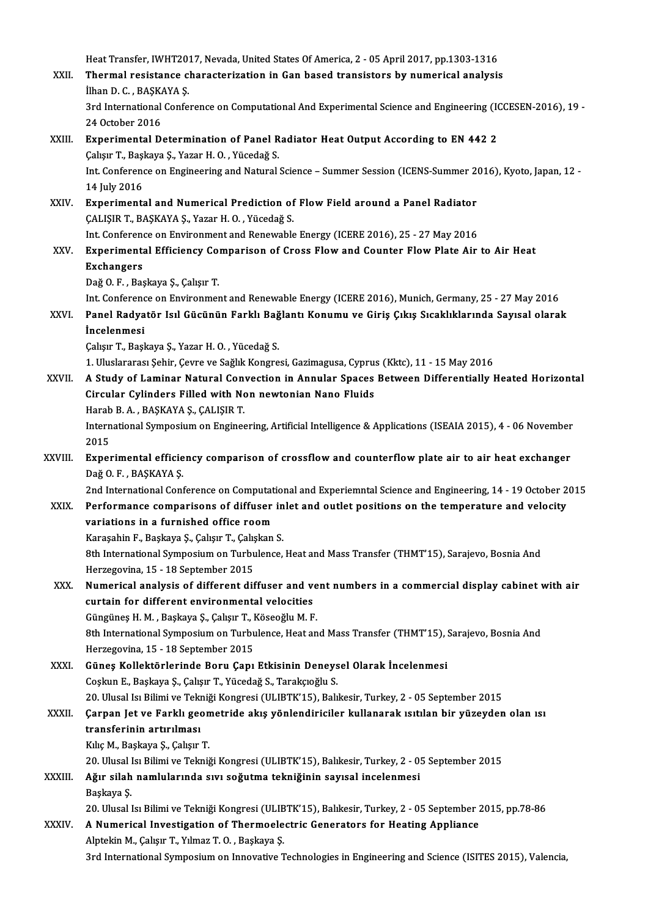Heat Transfer, IWHT2017, Nevada, United States Of America, 2 - 05 April 2017, pp.1303-1316

XXII. **Thermal resistance characterization in Gan based transistors by numerical analysis**
İlhan D. C. , BAŞKAYA Ş.
3rd International Conference on Computational And Experimental Science and Engineering (ICCESEN-2016), 19 - 24 October 2016

XXIII. **Experimental Determination of Panel Radiator Heat Output According to EN 442 2**
Çalışır T., Başkaya Ş., Yazar H. O. , Yücedağ S.
Int. Conference on Engineering and Natural Science – Summer Session (ICENS-Summer 2016), Kyoto, Japan, 12 - 14 July 2016

XXIV. **Experimental and Numerical Prediction of Flow Field around a Panel Radiator**
ÇALIŞIR T., BAŞKAYA Ş., Yazar H. O. , Yücedağ S.
Int. Conference on Environment and Renewable Energy (ICERE 2016), 25 - 27 May 2016

XXV. **Experimental Efficiency Comparison of Cross Flow and Counter Flow Plate Air to Air Heat Exchangers**
Dağ O. F. , Başkaya Ş., Çalışır T.
Int. Conference on Environment and Renewable Energy (ICERE 2016), Munich, Germany, 25 - 27 May 2016

XXVI. **Panel Radyatör Isıl Gücünün Farklı Bağlantı Konumu ve Giriş Çıkış Sıcaklıklarında Sayısal olarak İncelenmesi**
Çalışır T., Başkaya Ş., Yazar H. O. , Yücedağ S.
1. Uluslararası Şehir, Çevre ve Sağlık Kongresi, Gazimagusa, Cyprus (Kktc), 11 - 15 May 2016

XXVII. **A Study of Laminar Natural Convection in Annular Spaces Between Differentially Heated Horizontal Circular Cylinders Filled with Non newtonian Nano Fluids**
Harab B. A. , BAŞKAYA Ş., ÇALIŞIR T.
International Symposium on Engineering, Artificial Intelligence & Applications (ISEAIA 2015), 4 - 06 November 2015

XXVIII. **Experimental efficiency comparison of crossflow and counterflow plate air to air heat exchanger**
Dağ O. F. , BAŞKAYA Ş.
2nd International Conference on Computational and Experiemntal Science and Engineering, 14 - 19 October 2015

XXIX. **Performance comparisons of diffuser inlet and outlet positions on the temperature and velocity variations in a furnished office room**
Karaşahin F., Başkaya Ş., Çalışır T., Çalışkan S.
8th International Symposium on Turbulence, Heat and Mass Transfer (THMT'15), Sarajevo, Bosnia And Herzegovina, 15 - 18 September 2015

XXX. **Numerical analysis of different diffuser and vent numbers in a commercial display cabinet with air curtain for different environmental velocities**
Güngüneş H. M. , Başkaya Ş., Çalışır T., Köseoğlu M. F.
8th International Symposium on Turbulence, Heat and Mass Transfer (THMT'15), Sarajevo, Bosnia And Herzegovina, 15 - 18 September 2015

XXXI. **Güneş Kollektörlerinde Boru Çapı Etkisinin Deneysel Olarak İncelenmesi**
Coşkun E., Başkaya Ş., Çalışır T., Yücedağ S., Tarakçıoğlu S.
20. Ulusal Isı Bilimi ve Tekniği Kongresi (ULIBTK'15), Balıkesir, Turkey, 2 - 05 September 2015

XXXII. **Çarpan Jet ve Farklı geometride akış yönlendiriciler kullanarak ısıtılan bir yüzeyden olan ısı transferinin artırılması**
Kılıç M., Başkaya Ş., Çalışır T.
20. Ulusal Isı Bilimi ve Tekniği Kongresi (ULIBTK'15), Balıkesir, Turkey, 2 - 05 September 2015

XXXIII. **Ağır silah namlularında sıvı soğutma tekniğinin sayısal incelenmesi**
Başkaya Ş.
20. Ulusal Isı Bilimi ve Tekniği Kongresi (ULIBTK'15), Balıkesir, Turkey, 2 - 05 September 2015, pp.78-86

XXXIV. **A Numerical Investigation of Thermoelectric Generators for Heating Appliance**
Alptekin M., Çalışır T., Yılmaz T. O. , Başkaya Ş.
3rd International Symposium on Innovative Technologies in Engineering and Science (ISITES 2015), Valencia,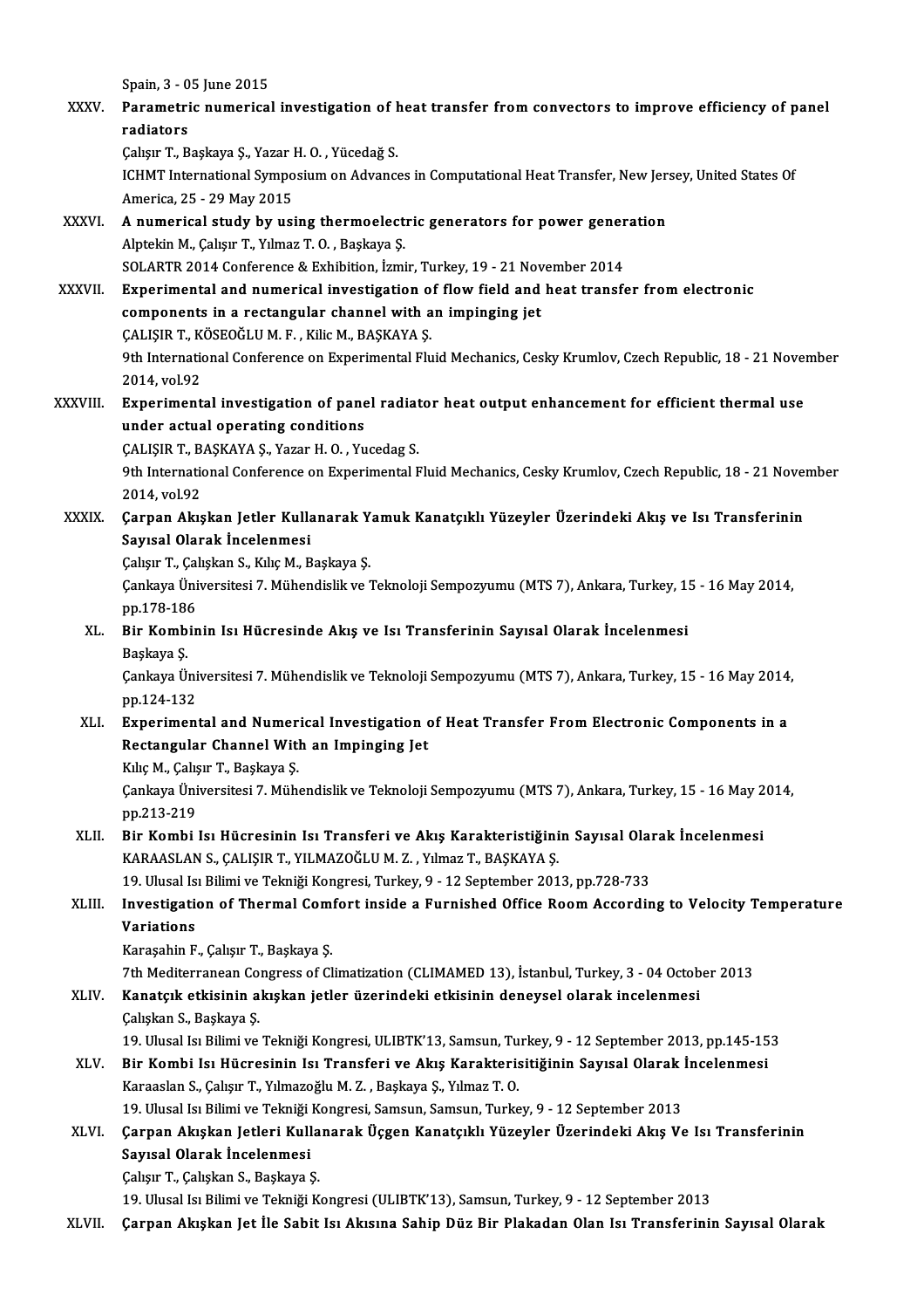Spain, 3 - 05 June 2015

XXXV. **Parametric numerical investigation of heat transfer from convectors to improve efficiency of panel radiators**
Çalışır T., Başkaya Ş., Yazar H. O. , Yücedağ S.
ICHMT International Symposium on Advances in Computational Heat Transfer, New Jersey, United States Of America, 25 - 29 May 2015

XXXVI. **A numerical study by using thermoelectric generators for power generation**
Alptekin M., Çalışır T., Yılmaz T. O. , Başkaya Ş.
SOLARTR 2014 Conference & Exhibition, İzmir, Turkey, 19 - 21 November 2014

XXXVII. **Experimental and numerical investigation of flow field and heat transfer from electronic components in a rectangular channel with an impinging jet**
ÇALIŞIR T., KÖSEOĞLU M. F. , Kilic M., BAŞKAYA Ş.
9th International Conference on Experimental Fluid Mechanics, Cesky Krumlov, Czech Republic, 18 - 21 November 2014, vol.92

XXXVIII. **Experimental investigation of panel radiator heat output enhancement for efficient thermal use under actual operating conditions**
ÇALIŞIR T., BAŞKAYA Ş., Yazar H. O. , Yucedag S.
9th International Conference on Experimental Fluid Mechanics, Cesky Krumlov, Czech Republic, 18 - 21 November 2014, vol.92

XXXIX. **Çarpan Akışkan Jetler Kullanarak Yamuk Kanatçıklı Yüzeyler Üzerindeki Akış ve Isı Transferinin Sayısal Olarak İncelenmesi**
Çalışır T., Çalışkan S., Kılıç M., Başkaya Ş.
Çankaya Üniversitesi 7. Mühendislik ve Teknoloji Sempozyumu (MTS 7), Ankara, Turkey, 15 - 16 May 2014, pp.178-186

XL. **Bir Kombinin Isı Hücresinde Akış ve Isı Transferinin Sayısal Olarak İncelenmesi**
Başkaya Ş.
Çankaya Üniversitesi 7. Mühendislik ve Teknoloji Sempozyumu (MTS 7), Ankara, Turkey, 15 - 16 May 2014, pp.124-132

XLI. **Experimental and Numerical Investigation of Heat Transfer From Electronic Components in a Rectangular Channel With an Impinging Jet**
Kılıç M., Çalışır T., Başkaya Ş.
Çankaya Üniversitesi 7. Mühendislik ve Teknoloji Sempozyumu (MTS 7), Ankara, Turkey, 15 - 16 May 2014, pp.213-219

XLII. **Bir Kombi Isı Hücresinin Isı Transferi ve Akış Karakteristiğinin Sayısal Olarak İncelenmesi**
KARAASLAN S., ÇALIŞIR T., YILMAZOĞLU M. Z. , Yılmaz T., BAŞKAYA Ş.
19. Ulusal Isı Bilimi ve Tekniği Kongresi, Turkey, 9 - 12 September 2013, pp.728-733

XLIII. **Investigation of Thermal Comfort inside a Furnished Office Room According to Velocity Temperature Variations**
Karaşahin F., Çalışır T., Başkaya Ş.
7th Mediterranean Congress of Climatization (CLIMAMED 13), İstanbul, Turkey, 3 - 04 October 2013

XLIV. **Kanatçık etkisinin akışkan jetler üzerindeki etkisinin deneysel olarak incelenmesi**
Çalışkan S., Başkaya Ş.
19. Ulusal Isı Bilimi ve Tekniği Kongresi, ULIBTK'13, Samsun, Turkey, 9 - 12 September 2013, pp.145-153

XLV. **Bir Kombi Isı Hücresinin Isı Transferi ve Akış Karakterisitiğinin Sayısal Olarak İncelenmesi**
Karaaslan S., Çalışır T., Yılmazoğlu M. Z. , Başkaya Ş., Yılmaz T. O.
19. Ulusal Isı Bilimi ve Tekniği Kongresi, Samsun, Samsun, Turkey, 9 - 12 September 2013

XLVI. **Çarpan Akışkan Jetleri Kullanarak Üçgen Kanatçıklı Yüzeyler Üzerindeki Akış Ve Isı Transferinin Sayısal Olarak İncelenmesi**
Çalışır T., Çalışkan S., Başkaya Ş.
19. Ulusal Isı Bilimi ve Tekniği Kongresi (ULIBTK'13), Samsun, Turkey, 9 - 12 September 2013

XLVII. **Çarpan Akışkan Jet İle Sabit Isı Akısına Sahip Düz Bir Plakadan Olan Isı Transferinin Sayısal Olarak**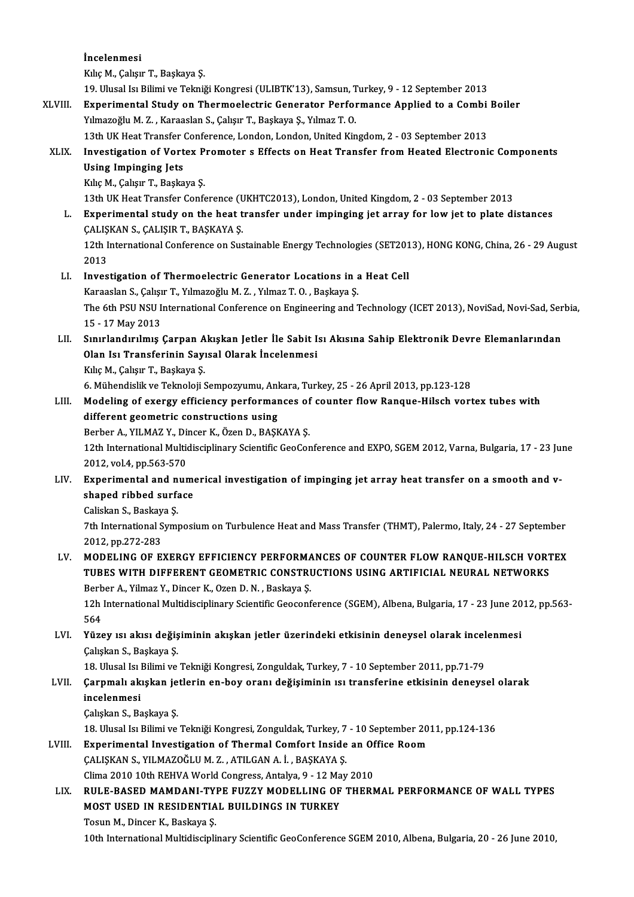İncelenmesi
Kılıç M., Çalışır T., Başkaya Ş.
19. Ulusal Isı Bilimi ve Tekniği Kongresi (ULIBTK'13), Samsun, Turkey, 9 - 12 September 2013

XLVIII. **Experimental Study on Thermoelectric Generator Performance Applied to a Combi Boiler**
Yılmazoğlu M. Z. , Karaaslan S., Çalışır T., Başkaya Ş., Yılmaz T. O.
13th UK Heat Transfer Conference, London, London, United Kingdom, 2 - 03 September 2013

XLIX. **Investigation of Vortex Promoter s Effects on Heat Transfer from Heated Electronic Components Using Impinging Jets**
Kılıç M., Çalışır T., Başkaya Ş.
13th UK Heat Transfer Conference (UKHTC2013), London, United Kingdom, 2 - 03 September 2013

L. **Experimental study on the heat transfer under impinging jet array for low jet to plate distances**
ÇALIŞKAN S., ÇALIŞIR T., BAŞKAYA Ş.
12th International Conference on Sustainable Energy Technologies (SET2013), HONG KONG, China, 26 - 29 August 2013

LI. **Investigation of Thermoelectric Generator Locations in a Heat Cell**
Karaaslan S., Çalışır T., Yılmazoğlu M. Z. , Yılmaz T. O. , Başkaya Ş.
The 6th PSU NSU International Conference on Engineering and Technology (ICET 2013), NoviSad, Novi-Sad, Serbia, 15 - 17 May 2013

LII. **Sınırlandırılmış Çarpan Akışkan Jetler İle Sabit Isı Akısına Sahip Elektronik Devre Elemanlarından Olan Isı Transferinin Sayısal Olarak İncelenmesi**
Kılıç M., Çalışır T., Başkaya Ş.
6. Mühendislik ve Teknoloji Sempozyumu, Ankara, Turkey, 25 - 26 April 2013, pp.123-128

LIII. **Modeling of exergy efficiency performances of counter flow Ranque-Hilsch vortex tubes with different geometric constructions using**
Berber A., YILMAZ Y., Dincer K., Özen D., BAŞKAYA Ş.
12th International Multidisciplinary Scientific GeoConference and EXPO, SGEM 2012, Varna, Bulgaria, 17 - 23 June 2012, vol.4, pp.563-570

LIV. **Experimental and numerical investigation of impinging jet array heat transfer on a smooth and v-shaped ribbed surface**
Caliskan S., Baskaya Ş.
7th International Symposium on Turbulence Heat and Mass Transfer (THMT), Palermo, Italy, 24 - 27 September 2012, pp.272-283

LV. **MODELING OF EXERGY EFFICIENCY PERFORMANCES OF COUNTER FLOW RANQUE-HILSCH VORTEX TUBES WITH DIFFERENT GEOMETRIC CONSTRUCTIONS USING ARTIFICIAL NEURAL NETWORKS**
Berber A., Yilmaz Y., Dincer K., Ozen D. N. , Baskaya Ş.
12h International Multidisciplinary Scientific Geoconference (SGEM), Albena, Bulgaria, 17 - 23 June 2012, pp.563-564

LVI. **Yüzey ısı akısı değişiminin akışkan jetler üzerindeki etkisinin deneysel olarak incelenmesi**
Çalışkan S., Başkaya Ş.
18. Ulusal Isı Bilimi ve Tekniği Kongresi, Zonguldak, Turkey, 7 - 10 September 2011, pp.71-79

LVII. **Çarpmalı akışkan jetlerin en-boy oranı değişiminin ısı transferine etkisinin deneysel olarak incelenmesi**
Çalışkan S., Başkaya Ş.
18. Ulusal Isı Bilimi ve Tekniği Kongresi, Zonguldak, Turkey, 7 - 10 September 2011, pp.124-136

LVIII. **Experimental Investigation of Thermal Comfort Inside an Office Room**
ÇALIŞKAN S., YILMAZOĞLU M. Z. , ATILGAN A. İ. , BAŞKAYA Ş.
Clima 2010 10th REHVA World Congress, Antalya, 9 - 12 May 2010

LIX. **RULE-BASED MAMDANI-TYPE FUZZY MODELLING OF THERMAL PERFORMANCE OF WALL TYPES MOST USED IN RESIDENTIAL BUILDINGS IN TURKEY**
Tosun M., Dincer K., Baskaya Ş.
10th International Multidisciplinary Scientific GeoConference SGEM 2010, Albena, Bulgaria, 20 - 26 June 2010,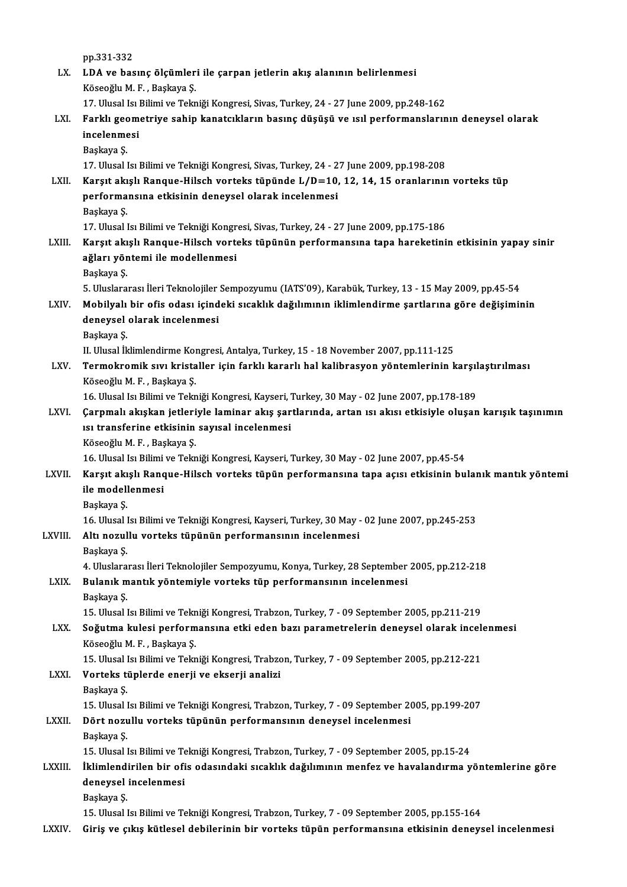pp.331-332

LX. **LDA ve basınç ölçümleri ile çarpan jetlerin akış alanının belirlenmesi**
Köseoğlu M. F. , Başkaya Ş.
17. Ulusal Isı Bilimi ve Tekniği Kongresi, Sivas, Turkey, 24 - 27 June 2009, pp.248-162

LXI. **Farklı geometriye sahip kanatcıkların basınç düşüşü ve ısıl performanslarının deneysel olarak incelenmesi**
Başkaya Ş.
17. Ulusal Isı Bilimi ve Tekniği Kongresi, Sivas, Turkey, 24 - 27 June 2009, pp.198-208

LXII. **Karşıt akışlı Ranque-Hilsch vorteks tüpünde L/D=10, 12, 14, 15 oranlarının vorteks tüp performansına etkisinin deneysel olarak incelenmesi**
Başkaya Ş.
17. Ulusal Isı Bilimi ve Tekniği Kongresi, Sivas, Turkey, 24 - 27 June 2009, pp.175-186

LXIII. **Karşıt akışlı Ranque-Hilsch vorteks tüpünün performansına tapa hareketinin etkisinin yapay sinir ağları yöntemi ile modellenmesi**
Başkaya Ş.
5. Uluslararası İleri Teknolojiler Sempozyumu (IATS'09), Karabük, Turkey, 13 - 15 May 2009, pp.45-54

LXIV. **Mobilyalı bir ofis odası içindeki sıcaklık dağılımının iklimlendirme şartlarına göre değişiminin deneysel olarak incelenmesi**
Başkaya Ş.
II. Ulusal İklimlendirme Kongresi, Antalya, Turkey, 15 - 18 November 2007, pp.111-125

LXV. **Termokromik sıvı kristaller için farklı kararlı hal kalibrasyon yöntemlerinin karşılaştırılması**
Köseoğlu M. F. , Başkaya Ş.
16. Ulusal Isı Bilimi ve Tekniği Kongresi, Kayseri, Turkey, 30 May - 02 June 2007, pp.178-189

LXVI. **Çarpmalı akışkan jetleriyle laminar akış şartlarında, artan ısı akısı etkisiyle oluşan karışık taşınımın ısı transferine etkisinin sayısal incelenmesi**
Köseoğlu M. F. , Başkaya Ş.
16. Ulusal Isı Bilimi ve Tekniği Kongresi, Kayseri, Turkey, 30 May - 02 June 2007, pp.45-54

LXVII. **Karşıt akışlı Ranque-Hilsch vorteks tüpün performansına tapa açısı etkisinin bulanık mantık yöntemi ile modellenmesi**
Başkaya Ş.
16. Ulusal Isı Bilimi ve Tekniği Kongresi, Kayseri, Turkey, 30 May - 02 June 2007, pp.245-253

LXVIII. **Altı nozullu vorteks tüpünün performansının incelenmesi**
Başkaya Ş.
4. Uluslararası İleri Teknolojiler Sempozyumu, Konya, Turkey, 28 September 2005, pp.212-218

LXIX. **Bulanık mantık yöntemiyle vorteks tüp performansının incelenmesi**
Başkaya Ş.
15. Ulusal Isı Bilimi ve Tekniği Kongresi, Trabzon, Turkey, 7 - 09 September 2005, pp.211-219

LXX. **Soğutma kulesi performansına etki eden bazı parametrelerin deneysel olarak incelenmesi**
Köseoğlu M. F. , Başkaya Ş.
15. Ulusal Isı Bilimi ve Tekniği Kongresi, Trabzon, Turkey, 7 - 09 September 2005, pp.212-221

LXXI. **Vorteks tüplerde enerji ve ekserji analizi**
Başkaya Ş.
15. Ulusal Isı Bilimi ve Tekniği Kongresi, Trabzon, Turkey, 7 - 09 September 2005, pp.199-207

LXXII. **Dört nozullu vorteks tüpünün performansının deneysel incelenmesi**
Başkaya Ş.
15. Ulusal Isı Bilimi ve Tekniği Kongresi, Trabzon, Turkey, 7 - 09 September 2005, pp.15-24

LXXIII. **İklimlendirilen bir ofis odasındaki sıcaklık dağılımının menfez ve havalandırma yöntemlerine göre deneysel incelenmesi**
Başkaya Ş.
15. Ulusal Isı Bilimi ve Tekniği Kongresi, Trabzon, Turkey, 7 - 09 September 2005, pp.155-164

LXXIV. **Giriş ve çıkış kütlesel debilerinin bir vorteks tüpün performansına etkisinin deneysel incelenmesi**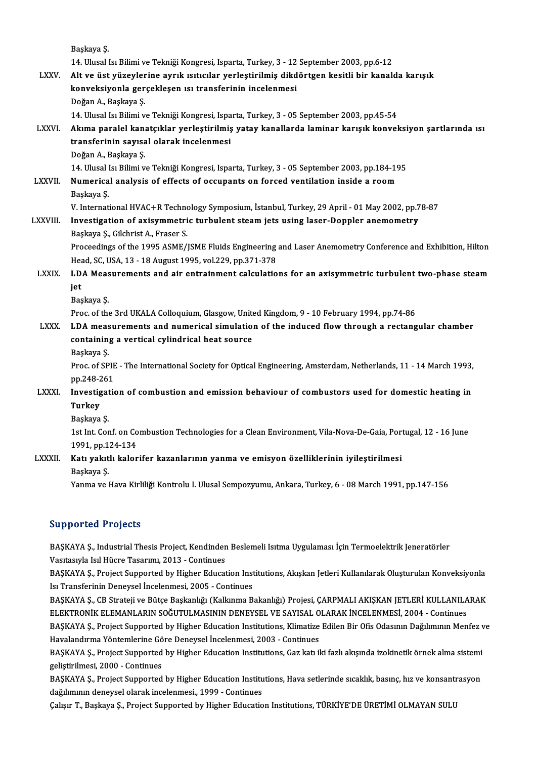Başkaya Ş.
14. Ulusal Isı Bilimi ve Tekniği Kongresi, Isparta, Turkey, 3 - 12 September 2003, pp.6-12

LXXV. **Alt ve üst yüzeylerine ayrık ısıtıcılar yerleştirilmiş dikdörtgen kesitli bir kanalda karışık konveksiyonla gerçekleşen ısı transferinin incelenmesi**
Doğan A., Başkaya Ş.
14. Ulusal Isı Bilimi ve Tekniği Kongresi, Isparta, Turkey, 3 - 05 September 2003, pp.45-54

LXXVI. **Akıma paralel kanatçıklar yerleştirilmiş yatay kanallarda laminar karışık konveksiyon şartlarında ısı transferinin sayısal olarak incelenmesi**
Doğan A., Başkaya Ş.
14. Ulusal Isı Bilimi ve Tekniği Kongresi, Isparta, Turkey, 3 - 05 September 2003, pp.184-195

LXXVII. **Numerical analysis of effects of occupants on forced ventilation inside a room**
Başkaya Ş.
V. International HVAC+R Technology Symposium, İstanbul, Turkey, 29 April - 01 May 2002, pp.78-87

LXXVIII. **Investigation of axisymmetric turbulent steam jets using laser-Doppler anemometry**
Başkaya Ş., Gilchrist A., Fraser S.
Proceedings of the 1995 ASME/JSME Fluids Engineering and Laser Anemometry Conference and Exhibition, Hilton Head, SC, USA, 13 - 18 August 1995, vol.229, pp.371-378

LXXIX. **LDA Measurements and air entrainment calculations for an axisymmetric turbulent two-phase steam jet**
Başkaya Ş.
Proc. of the 3rd UKALA Colloquium, Glasgow, United Kingdom, 9 - 10 February 1994, pp.74-86

LXXX. **LDA measurements and numerical simulation of the induced flow through a rectangular chamber containing a vertical cylindrical heat source**
Başkaya Ş.
Proc. of SPIE - The International Society for Optical Engineering, Amsterdam, Netherlands, 11 - 14 March 1993, pp.248-261

LXXXI. **Investigation of combustion and emission behaviour of combustors used for domestic heating in Turkey**
Başkaya Ş.
1st Int. Conf. on Combustion Technologies for a Clean Environment, Vila-Nova-De-Gaia, Portugal, 12 - 16 June 1991, pp.124-134

LXXXII. **Katı yakıtlı kalorifer kazanlarının yanma ve emisyon özelliklerinin iyileştirilmesi**
Başkaya Ş.
Yanma ve Hava Kirliliği Kontrolu I. Ulusal Sempozyumu, Ankara, Turkey, 6 - 08 March 1991, pp.147-156

## Supported Projects

BAŞKAYA Ş., Industrial Thesis Project, Kendinden Beslemeli Isıtma Uygulaması İçin Termoelektrik Jeneratörler Vasıtasıyla Isıl Hücre Tasarımı, 2013 - Continues

BAŞKAYA Ş., Project Supported by Higher Education Institutions, Akışkan Jetleri Kullanılarak Oluşturulan Konveksiyonla Isı Transferinin Deneysel İncelenmesi, 2005 - Continues

BAŞKAYA Ş., CB Strateji ve Bütçe Başkanlığı (Kalkınma Bakanlığı) Projesi, ÇARPMALI AKIŞKAN JETLERİ KULLANILARAK ELEKTRONİK ELEMANLARIN SOĞUTULMASININ DENEYSEL VE SAYISAL OLARAK İNCELENMESİ, 2004 - Continues

BAŞKAYA Ş., Project Supported by Higher Education Institutions, Klimatize Edilen Bir Ofis Odasının Dağılımının Menfez ve Havalandırma Yöntemlerine Göre Deneysel İncelenmesi, 2003 - Continues

BAŞKAYA Ş., Project Supported by Higher Education Institutions, Gaz katı iki fazlı akışında izokinetik örnek alma sistemi geliştirilmesi, 2000 - Continues

BAŞKAYA Ş., Project Supported by Higher Education Institutions, Hava setlerinde sıcaklık, basınç, hız ve konsantrasyon dağılımının deneysel olarak incelenmesi., 1999 - Continues

Çalışır T., Başkaya Ş., Project Supported by Higher Education Institutions, TÜRKİYE'DE ÜRETİMİ OLMAYAN SULU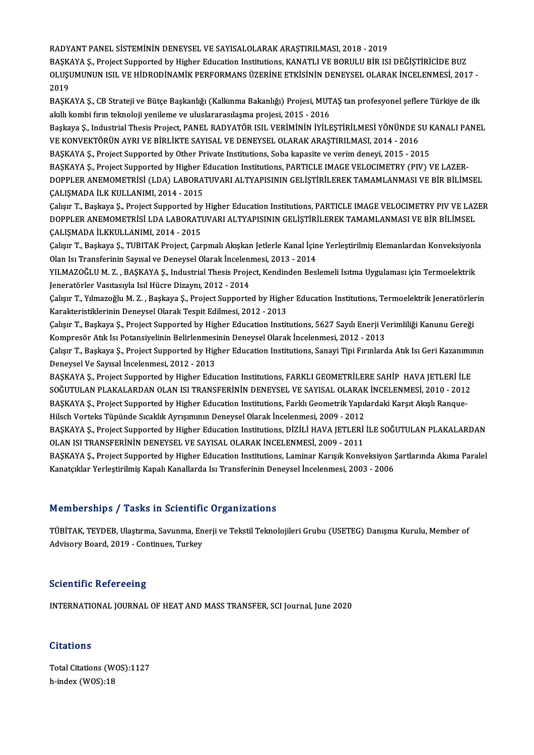RADYANT PANEL SİSTEMİNİN DENEYSEL VE SAYISALOLARAK ARAŞTIRILMASI, 2018 - 2019

BAŞKAYA Ş., Project Supported by Higher Education Institutions, KANATLI VE BORULU BİR ISI DEĞİŞTİRİCİDE BUZ OLUŞUMUNUN ISIL VE HİDRODİNAMİK PERFORMANS ÜZERİNE ETKİSİNİN DENEYSEL OLARAK İNCELENMESİ, 2017 - 2019

BAŞKAYA Ş., CB Strateji ve Bütçe Başkanlığı (Kalkınma Bakanlığı) Projesi, MUTAŞ tan profesyonel şeflere Türkiye de ilk akıllı kombi fırın teknoloji yenileme ve uluslararasılaşma projesi, 2015 - 2016

Başkaya Ş., Industrial Thesis Project, PANEL RADYATÖR ISIL VERİMİNİN İYİLEŞTİRİLMESİ YÖNÜNDE SU KANALI PANEL VE KONVEKTÖRÜN AYRI VE BİRLİKTE SAYISAL VE DENEYSEL OLARAK ARAŞTIRILMASI, 2014 - 2016

BAŞKAYA Ş., Project Supported by Other Private Institutions, Soba kapasite ve verim deneyi, 2015 - 2015

BAŞKAYA Ş., Project Supported by Higher Education Institutions, PARTICLE IMAGE VELOCIMETRY (PIV) VE LAZER-DOPPLER ANEMOMETRİSİ (LDA) LABORATUVARI ALTYAPISININ GELİŞTİRİLEREK TAMAMLANMASI VE BİR BİLİMSEL ÇALIŞMADA İLK KULLANIMI, 2014 - 2015

Çalışır T., Başkaya Ş., Project Supported by Higher Education Institutions, PARTICLE IMAGE VELOCIMETRY PIV VE LAZER DOPPLER ANEMOMETRİSİ LDA LABORATUVARI ALTYAPISININ GELİŞTİRİLEREK TAMAMLANMASI VE BİR BİLİMSEL ÇALIŞMADA İLKKULLANIMI, 2014 - 2015

Çalışır T., Başkaya Ş., TUBITAK Project, Çarpmalı Akışkan Jetlerle Kanal İçine Yerleştirilmiş Elemanlardan Konveksiyonla Olan Isı Transferinin Sayısal ve Deneysel Olarak İncelenmesi, 2013 - 2014

YILMAZOĞLU M. Z. , BAŞKAYA Ş., Industrial Thesis Project, Kendinden Beslemeli Isıtma Uygulaması için Termoelektrik Jeneratörler Vasıtasıyla Isıl Hücre Dizaynı, 2012 - 2014

Çalışır T., Yılmazoğlu M. Z. , Başkaya Ş., Project Supported by Higher Education Institutions, Termoelektrik Jeneratörlerin Karakteristiklerinin Deneysel Olarak Tespit Edilmesi, 2012 - 2013

Çalışır T., Başkaya Ş., Project Supported by Higher Education Institutions, 5627 Sayılı Enerji Verimliliği Kanunu Gereği Kompresör Atık Isı Potansiyelinin Belirlenmesinin Deneysel Olarak İncelenmesi, 2012 - 2013

Çalışır T., Başkaya Ş., Project Supported by Higher Education Institutions, Sanayi Tipi Fırınlarda Atık Isı Geri Kazanımının Deneysel Ve Sayısal İncelenmesi, 2012 - 2013

BAŞKAYA Ş., Project Supported by Higher Education Institutions, FARKLI GEOMETRİLERE SAHİP HAVA JETLERİ İLE SOĞUTULAN PLAKALARDAN OLAN ISI TRANSFERİNİN DENEYSEL VE SAYISAL OLARAK İNCELENMESİ, 2010 - 2012

BAŞKAYA Ş., Project Supported by Higher Education Institutions, Farklı Geometrik Yapılardaki Karşıt Akışlı Ranque-Hilsch Vorteks Tüpünde Sıcaklık Ayrışımının Deneysel Olarak İncelenmesi, 2009 - 2012

BAŞKAYA Ş., Project Supported by Higher Education Institutions, DİZİLİ HAVA JETLERİ İLE SOĞUTULAN PLAKALARDAN OLAN ISI TRANSFERİNİN DENEYSEL VE SAYISAL OLARAK İNCELENMESİ, 2009 - 2011

BAŞKAYA Ş., Project Supported by Higher Education Institutions, Laminar Karışık Konveksiyon Şartlarında Akıma Paralel Kanatçıklar Yerleştirilmiş Kapalı Kanallarda Isı Transferinin Deneysel İncelenmesi, 2003 - 2006

## Memberships / Tasks in Scientific Organizations

TÜBİTAK, TEYDEB, Ulaştırma, Savunma, Enerji ve Tekstil Teknolojileri Grubu (USETEG) Danışma Kurulu, Member of Advisory Board, 2019 - Continues, Turkey

## Scientific Refereeing

INTERNATIONAL JOURNAL OF HEAT AND MASS TRANSFER, SCI Journal, June 2020

## Citations

Total Citations (WOS):1127
h-index (WOS):18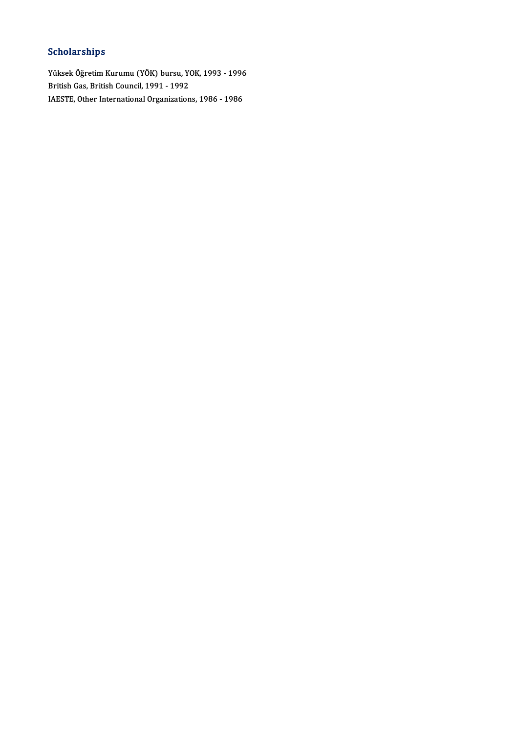## Scholarships

Yüksek Öğretim Kurumu (YÖK) bursu, YOK, 1993 - 1996
British Gas, British Council, 1991 - 1992
IAESTE, Other International Organizations, 1986 - 1986